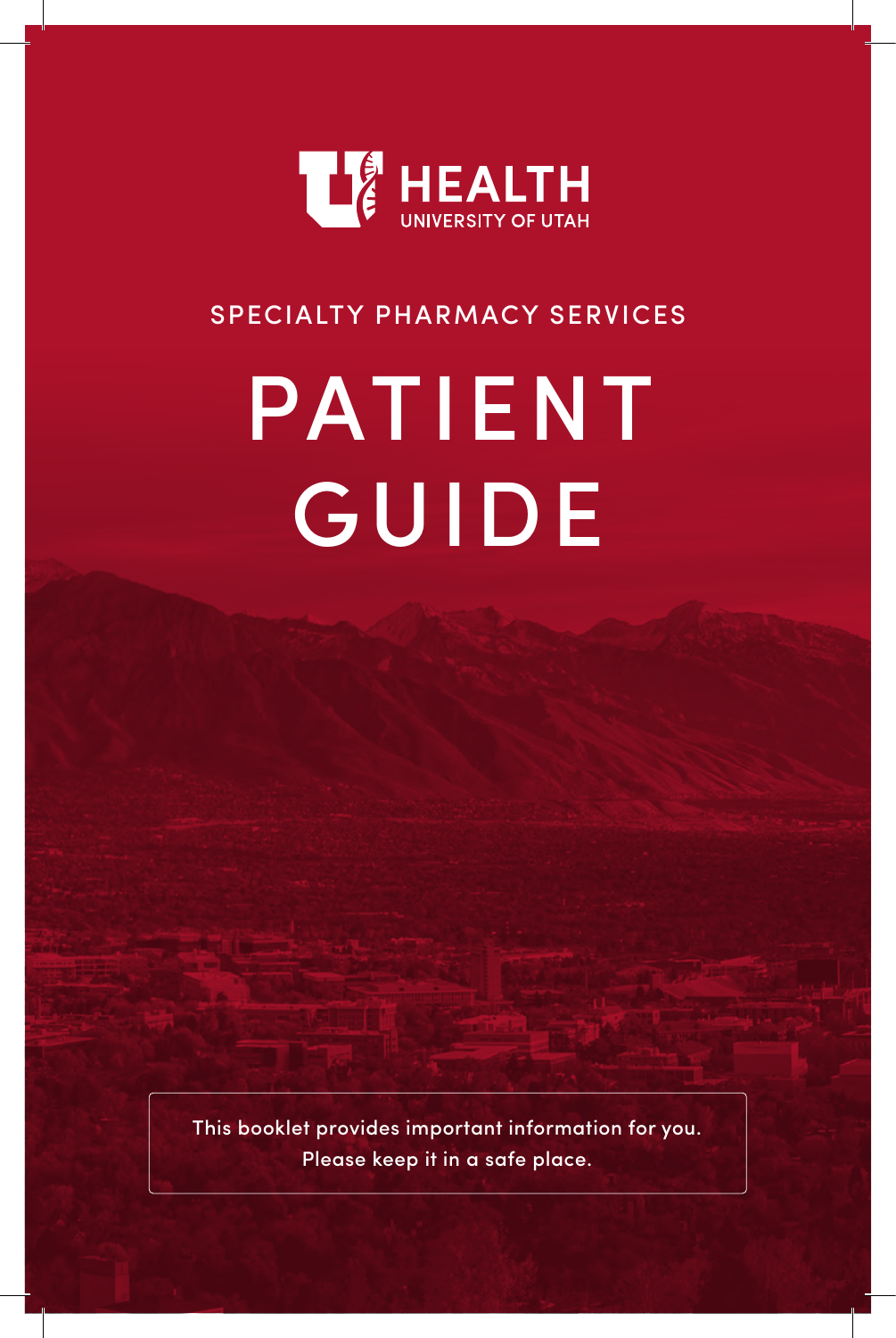HEALTH
UNIVERSITY OF UTAH

SPECIALTY PHARMACY SERVICES

# PATIENT GUIDE

This booklet provides important information for you.
Please keep it in a safe place.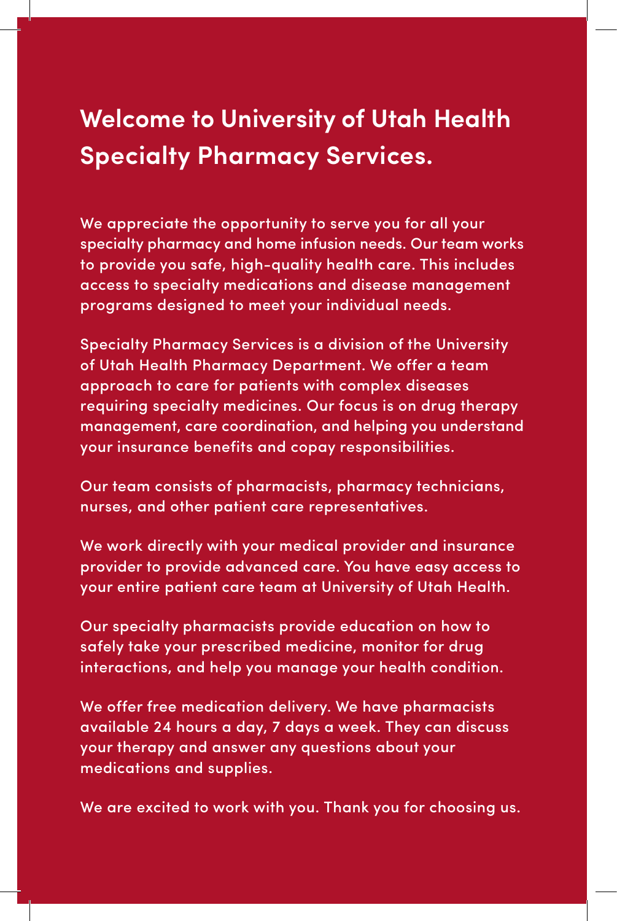# Welcome to University of Utah Health Specialty Pharmacy Services.

We appreciate the opportunity to serve you for all your specialty pharmacy and home infusion needs. Our team works to provide you safe, high-quality health care. This includes access to specialty medications and disease management programs designed to meet your individual needs.

Specialty Pharmacy Services is a division of the University of Utah Health Pharmacy Department. We offer a team approach to care for patients with complex diseases requiring specialty medicines. Our focus is on drug therapy management, care coordination, and helping you understand your insurance benefits and copay responsibilities.

Our team consists of pharmacists, pharmacy technicians, nurses, and other patient care representatives.

We work directly with your medical provider and insurance provider to provide advanced care. You have easy access to your entire patient care team at University of Utah Health.

Our specialty pharmacists provide education on how to safely take your prescribed medicine, monitor for drug interactions, and help you manage your health condition.

We offer free medication delivery. We have pharmacists available 24 hours a day, 7 days a week. They can discuss your therapy and answer any questions about your medications and supplies.

We are excited to work with you. Thank you for choosing us.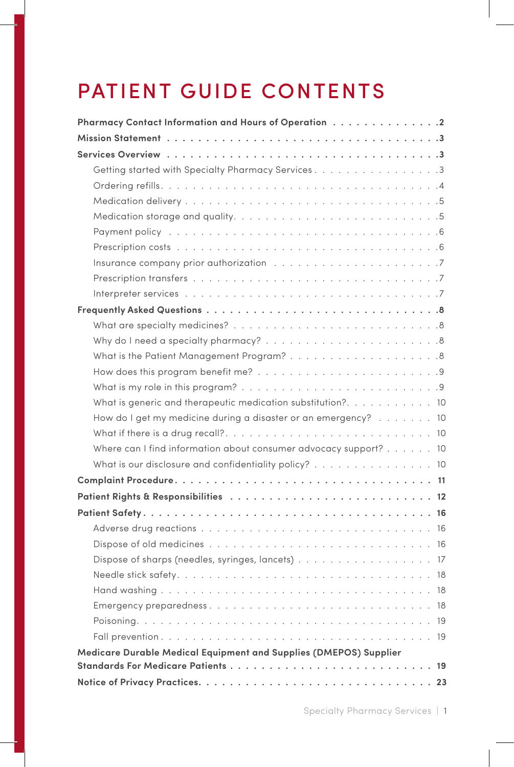# PATIENT GUIDE CONTENTS

**Pharmacy Contact Information and Hours of Operation . . . . . . . . . . . . . 2**

**Mission Statement . . . . . . . . . . . . . . . . . . . . . . . . . . . . . . . . . 3**

**Services Overview . . . . . . . . . . . . . . . . . . . . . . . . . . . . . . . . . 3**

- Getting started with Specialty Pharmacy Services . . . . . . . . . . . . . . . 3
- Ordering refills . . . . . . . . . . . . . . . . . . . . . . . . . . . . . . . . . . 4
- Medication delivery . . . . . . . . . . . . . . . . . . . . . . . . . . . . . . . 5
- Medication storage and quality . . . . . . . . . . . . . . . . . . . . . . . . 5
- Payment policy . . . . . . . . . . . . . . . . . . . . . . . . . . . . . . . . . 6
- Prescription costs . . . . . . . . . . . . . . . . . . . . . . . . . . . . . . . 6
- Insurance company prior authorization . . . . . . . . . . . . . . . . . . . 7
- Prescription transfers . . . . . . . . . . . . . . . . . . . . . . . . . . . . . 7
- Interpreter services . . . . . . . . . . . . . . . . . . . . . . . . . . . . . . 7

**Frequently Asked Questions . . . . . . . . . . . . . . . . . . . . . . . . . . . 8**

- What are specialty medicines? . . . . . . . . . . . . . . . . . . . . . . . . 8
- Why do I need a specialty pharmacy? . . . . . . . . . . . . . . . . . . . . 8
- What is the Patient Management Program? . . . . . . . . . . . . . . . . . 8
- How does this program benefit me? . . . . . . . . . . . . . . . . . . . . . 9
- What is my role in this program? . . . . . . . . . . . . . . . . . . . . . . 9
- What is generic and therapeutic medication substitution? . . . . . . . . . 10
- How do I get my medicine during a disaster or an emergency? . . . . . . 10
- What if there is a drug recall? . . . . . . . . . . . . . . . . . . . . . . . . 10
- Where can I find information about consumer advocacy support? . . . . . 10
- What is our disclosure and confidentiality policy? . . . . . . . . . . . . . 10

**Complaint Procedure . . . . . . . . . . . . . . . . . . . . . . . . . . . . . . 11**

**Patient Rights & Responsibilities . . . . . . . . . . . . . . . . . . . . . . . 12**

**Patient Safety . . . . . . . . . . . . . . . . . . . . . . . . . . . . . . . . . . 16**

- Adverse drug reactions . . . . . . . . . . . . . . . . . . . . . . . . . . . . 16
- Dispose of old medicines . . . . . . . . . . . . . . . . . . . . . . . . . . . 16
- Dispose of sharps (needles, syringes, lancets) . . . . . . . . . . . . . . . 17
- Needle stick safety . . . . . . . . . . . . . . . . . . . . . . . . . . . . . . 18
- Hand washing . . . . . . . . . . . . . . . . . . . . . . . . . . . . . . . . . 18
- Emergency preparedness . . . . . . . . . . . . . . . . . . . . . . . . . . . 18
- Poisoning . . . . . . . . . . . . . . . . . . . . . . . . . . . . . . . . . . . 19
- Fall prevention . . . . . . . . . . . . . . . . . . . . . . . . . . . . . . . . 19

**Medicare Durable Medical Equipment and Supplies (DMEPOS) Supplier Standards For Medicare Patients . . . . . . . . . . . . . . . . . . . . . . . . 19**

**Notice of Privacy Practices . . . . . . . . . . . . . . . . . . . . . . . . . . . 23**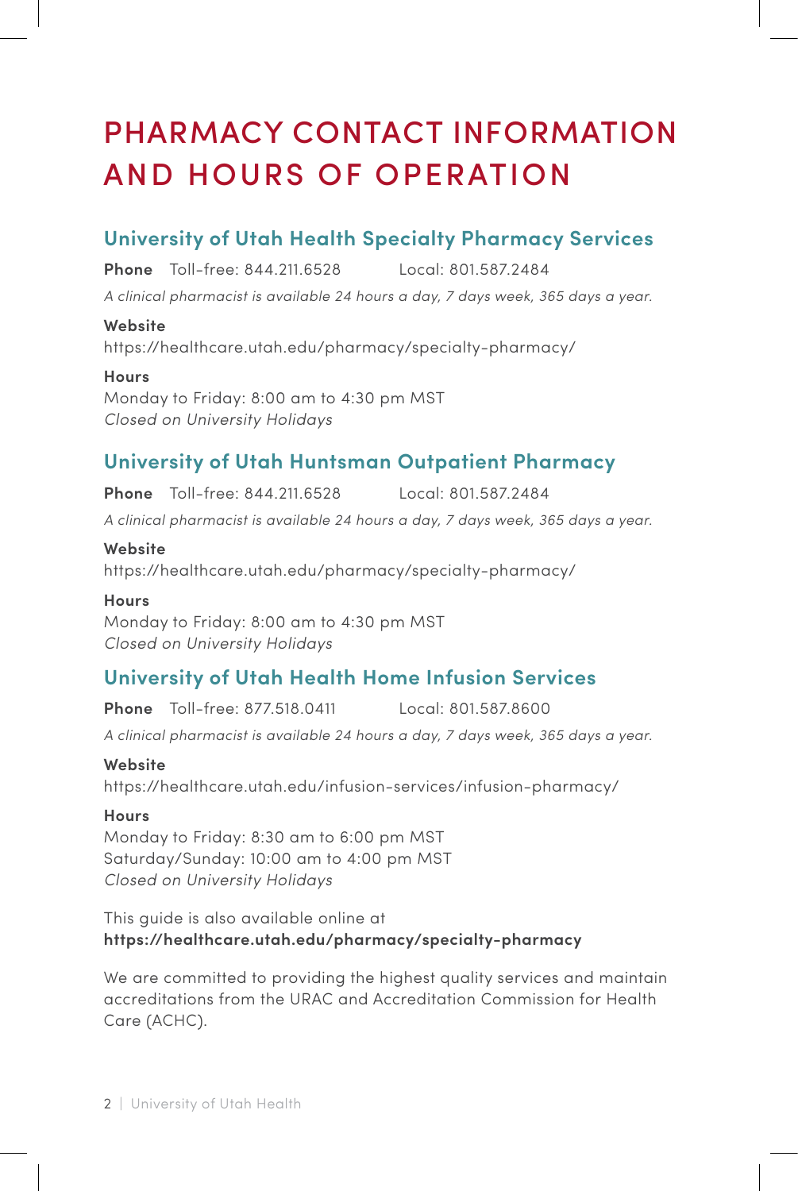# PHARMACY CONTACT INFORMATION AND HOURS OF OPERATION

## University of Utah Health Specialty Pharmacy Services

**Phone** Toll-free: 844.211.6528 Local: 801.587.2484

*A clinical pharmacist is available 24 hours a day, 7 days week, 365 days a year.*

**Website**
https://healthcare.utah.edu/pharmacy/specialty-pharmacy/

**Hours**
Monday to Friday: 8:00 am to 4:30 pm MST
*Closed on University Holidays*

## University of Utah Huntsman Outpatient Pharmacy

**Phone** Toll-free: 844.211.6528 Local: 801.587.2484

*A clinical pharmacist is available 24 hours a day, 7 days week, 365 days a year.*

**Website**
https://healthcare.utah.edu/pharmacy/specialty-pharmacy/

**Hours**
Monday to Friday: 8:00 am to 4:30 pm MST
*Closed on University Holidays*

## University of Utah Health Home Infusion Services

**Phone** Toll-free: 877.518.0411 Local: 801.587.8600

*A clinical pharmacist is available 24 hours a day, 7 days week, 365 days a year.*

**Website**
https://healthcare.utah.edu/infusion-services/infusion-pharmacy/

**Hours**
Monday to Friday: 8:30 am to 6:00 pm MST
Saturday/Sunday: 10:00 am to 4:00 pm MST
*Closed on University Holidays*

This guide is also available online at
**https://healthcare.utah.edu/pharmacy/specialty-pharmacy**

We are committed to providing the highest quality services and maintain accreditations from the URAC and Accreditation Commission for Health Care (ACHC).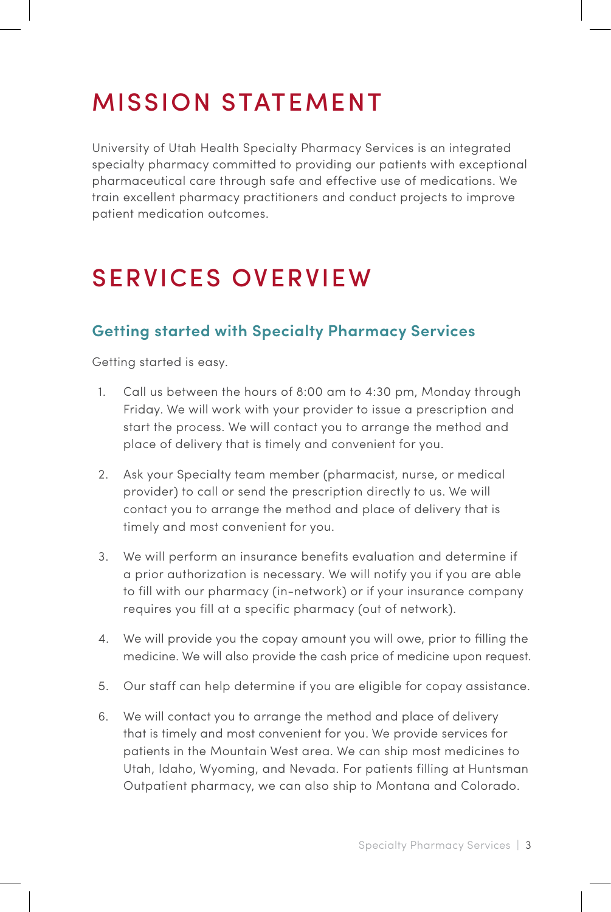# MISSION STATEMENT

University of Utah Health Specialty Pharmacy Services is an integrated specialty pharmacy committed to providing our patients with exceptional pharmaceutical care through safe and effective use of medications. We train excellent pharmacy practitioners and conduct projects to improve patient medication outcomes.

# SERVICES OVERVIEW

## Getting started with Specialty Pharmacy Services

Getting started is easy.

1. Call us between the hours of 8:00 am to 4:30 pm, Monday through Friday. We will work with your provider to issue a prescription and start the process. We will contact you to arrange the method and place of delivery that is timely and convenient for you.

2. Ask your Specialty team member (pharmacist, nurse, or medical provider) to call or send the prescription directly to us. We will contact you to arrange the method and place of delivery that is timely and most convenient for you.

3. We will perform an insurance benefits evaluation and determine if a prior authorization is necessary. We will notify you if you are able to fill with our pharmacy (in-network) or if your insurance company requires you fill at a specific pharmacy (out of network).

4. We will provide you the copay amount you will owe, prior to filling the medicine. We will also provide the cash price of medicine upon request.

5. Our staff can help determine if you are eligible for copay assistance.

6. We will contact you to arrange the method and place of delivery that is timely and most convenient for you. We provide services for patients in the Mountain West area. We can ship most medicines to Utah, Idaho, Wyoming, and Nevada. For patients filling at Huntsman Outpatient pharmacy, we can also ship to Montana and Colorado.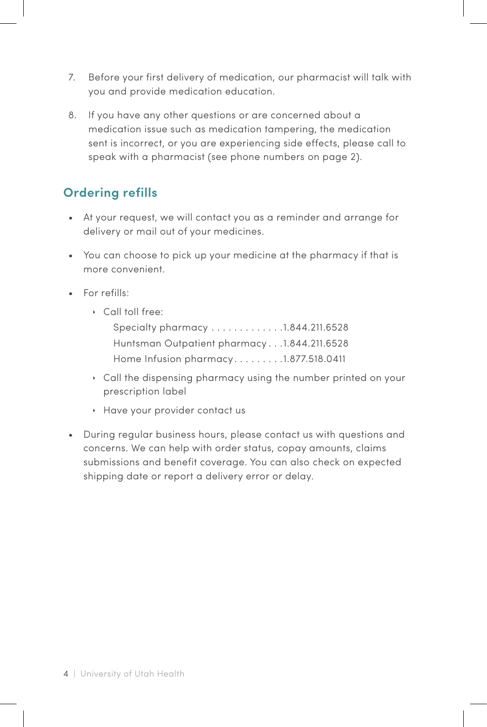7. Before your first delivery of medication, our pharmacist will talk with you and provide medication education.

8. If you have any other questions or are concerned about a medication issue such as medication tampering, the medication sent is incorrect, or you are experiencing side effects, please call to speak with a pharmacist (see phone numbers on page 2).

## Ordering refills

- At your request, we will contact you as a reminder and arrange for delivery or mail out of your medicines.
- You can choose to pick up your medicine at the pharmacy if that is more convenient.
- For refills:
  - Call toll free:
    - Specialty pharmacy . . . . . . . . . . . . .1.844.211.6528
    - Huntsman Outpatient pharmacy . . .1.844.211.6528
    - Home Infusion pharmacy. . . . . . . . .1.877.518.0411
  - Call the dispensing pharmacy using the number printed on your prescription label
  - Have your provider contact us
- During regular business hours, please contact us with questions and concerns. We can help with order status, copay amounts, claims submissions and benefit coverage. You can also check on expected shipping date or report a delivery error or delay.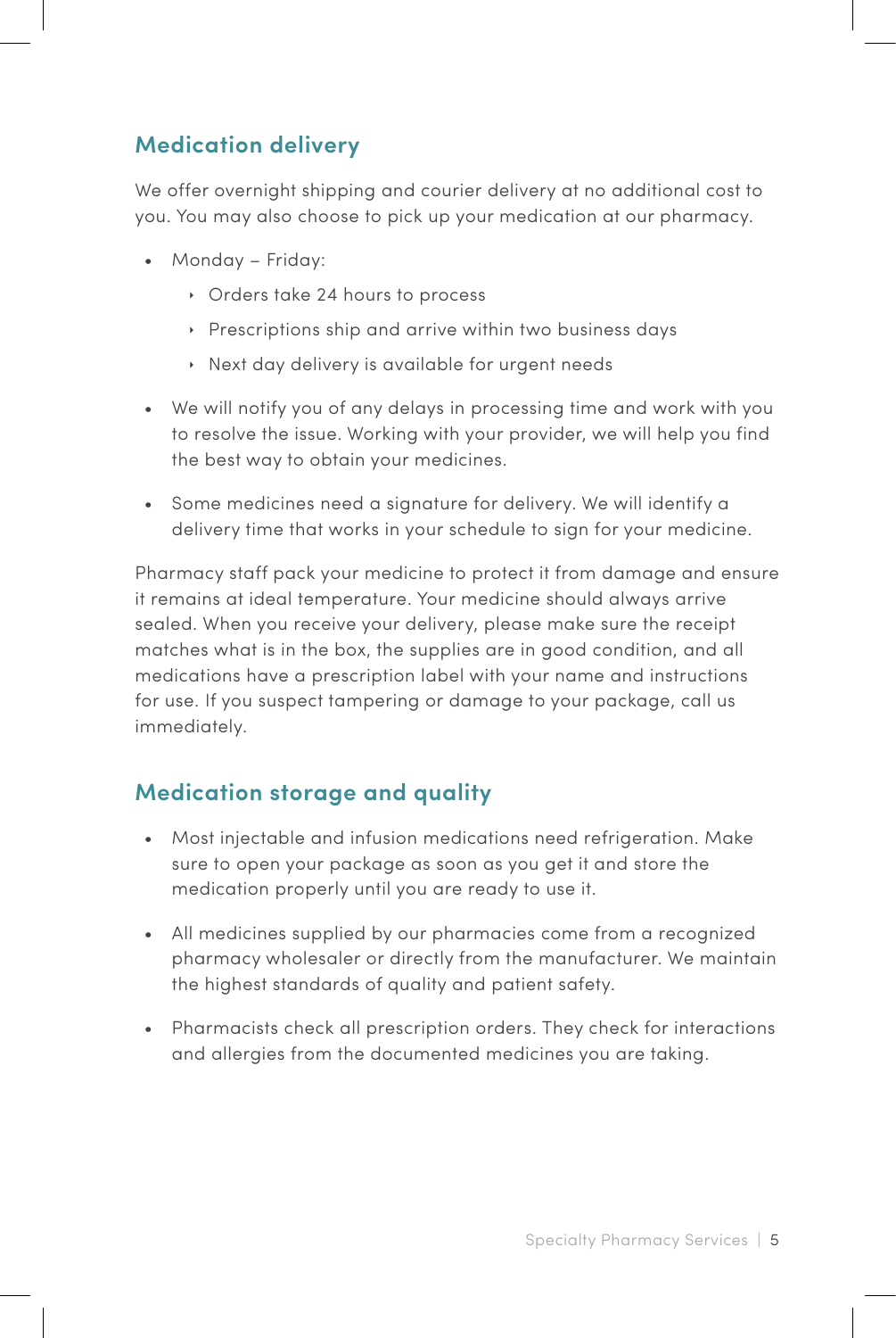## Medication delivery

We offer overnight shipping and courier delivery at no additional cost to you. You may also choose to pick up your medication at our pharmacy.

- Monday – Friday:
  - Orders take 24 hours to process
  - Prescriptions ship and arrive within two business days
  - Next day delivery is available for urgent needs
- We will notify you of any delays in processing time and work with you to resolve the issue. Working with your provider, we will help you find the best way to obtain your medicines.
- Some medicines need a signature for delivery. We will identify a delivery time that works in your schedule to sign for your medicine.

Pharmacy staff pack your medicine to protect it from damage and ensure it remains at ideal temperature. Your medicine should always arrive sealed. When you receive your delivery, please make sure the receipt matches what is in the box, the supplies are in good condition, and all medications have a prescription label with your name and instructions for use. If you suspect tampering or damage to your package, call us immediately.

## Medication storage and quality

- Most injectable and infusion medications need refrigeration. Make sure to open your package as soon as you get it and store the medication properly until you are ready to use it.
- All medicines supplied by our pharmacies come from a recognized pharmacy wholesaler or directly from the manufacturer. We maintain the highest standards of quality and patient safety.
- Pharmacists check all prescription orders. They check for interactions and allergies from the documented medicines you are taking.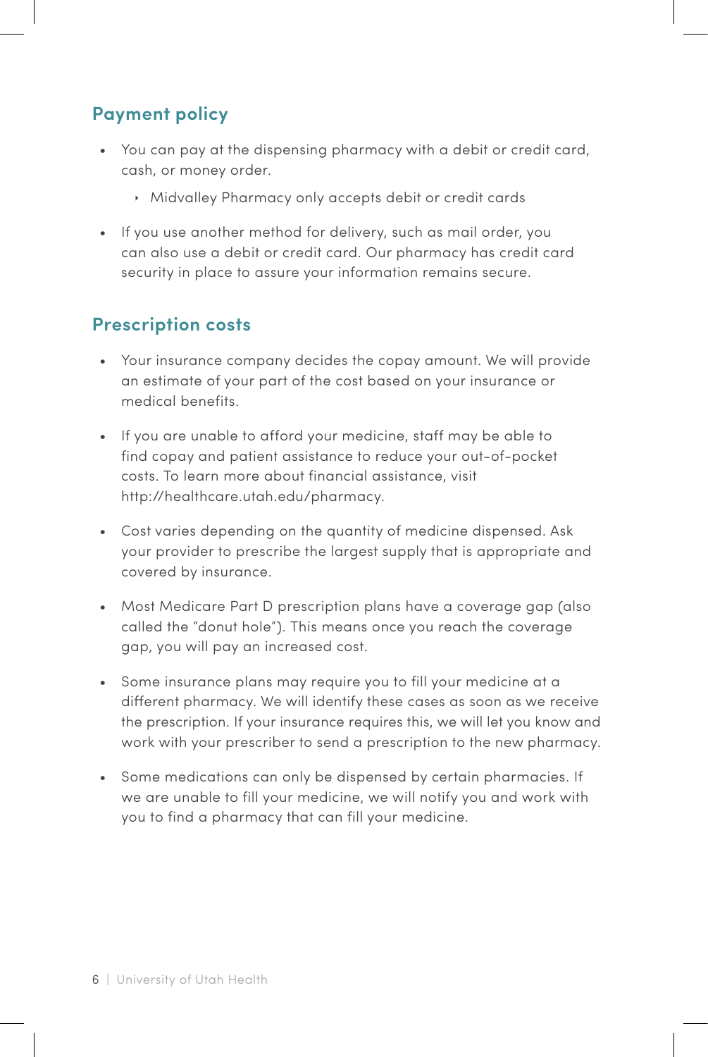## Payment policy

- You can pay at the dispensing pharmacy with a debit or credit card, cash, or money order.
  - Midvalley Pharmacy only accepts debit or credit cards
- If you use another method for delivery, such as mail order, you can also use a debit or credit card. Our pharmacy has credit card security in place to assure your information remains secure.

## Prescription costs

- Your insurance company decides the copay amount. We will provide an estimate of your part of the cost based on your insurance or medical benefits.
- If you are unable to afford your medicine, staff may be able to find copay and patient assistance to reduce your out-of-pocket costs. To learn more about financial assistance, visit http://healthcare.utah.edu/pharmacy.
- Cost varies depending on the quantity of medicine dispensed. Ask your provider to prescribe the largest supply that is appropriate and covered by insurance.
- Most Medicare Part D prescription plans have a coverage gap (also called the "donut hole"). This means once you reach the coverage gap, you will pay an increased cost.
- Some insurance plans may require you to fill your medicine at a different pharmacy. We will identify these cases as soon as we receive the prescription. If your insurance requires this, we will let you know and work with your prescriber to send a prescription to the new pharmacy.
- Some medications can only be dispensed by certain pharmacies. If we are unable to fill your medicine, we will notify you and work with you to find a pharmacy that can fill your medicine.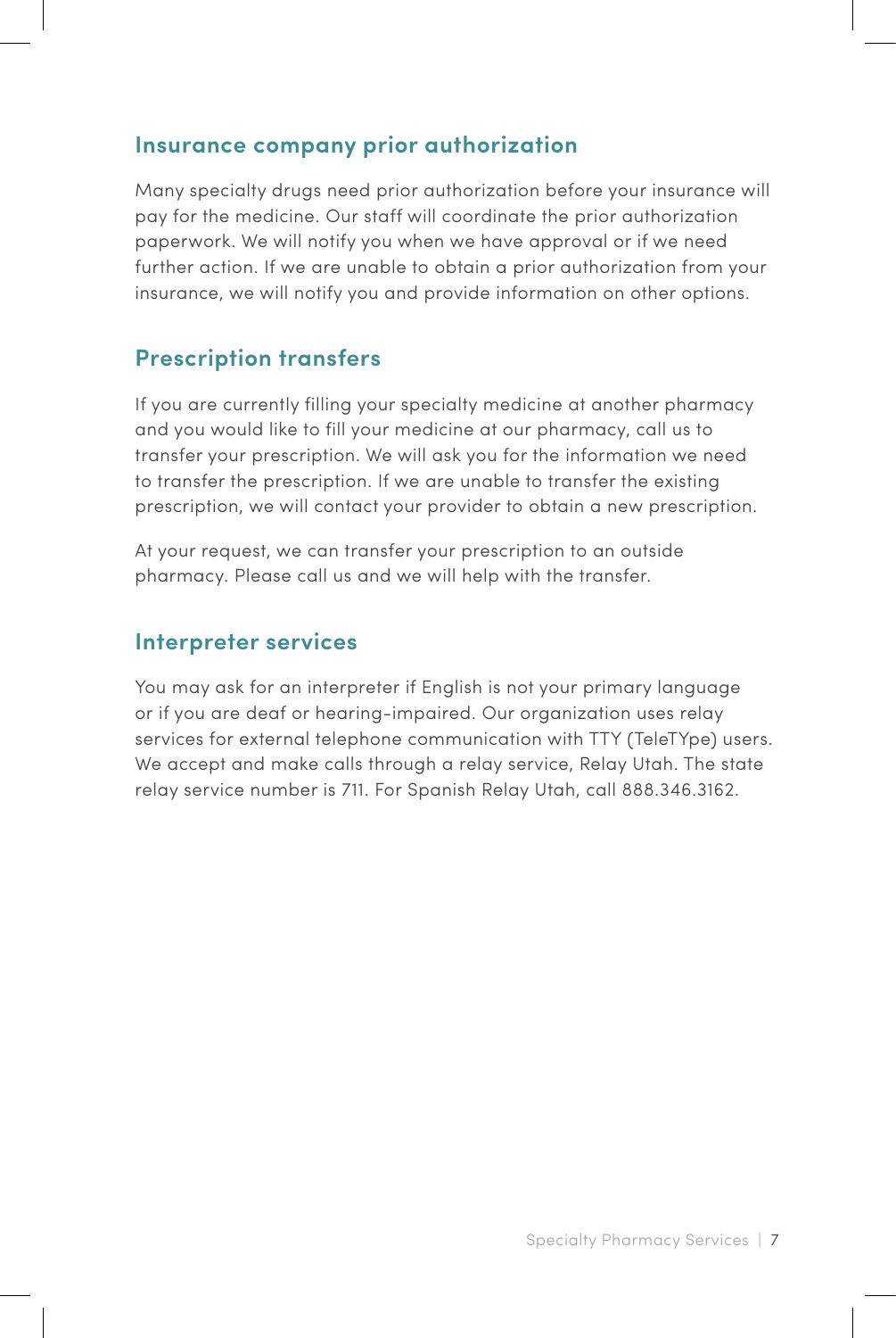## Insurance company prior authorization

Many specialty drugs need prior authorization before your insurance will pay for the medicine. Our staff will coordinate the prior authorization paperwork. We will notify you when we have approval or if we need further action. If we are unable to obtain a prior authorization from your insurance, we will notify you and provide information on other options.

## Prescription transfers

If you are currently filling your specialty medicine at another pharmacy and you would like to fill your medicine at our pharmacy, call us to transfer your prescription. We will ask you for the information we need to transfer the prescription. If we are unable to transfer the existing prescription, we will contact your provider to obtain a new prescription.

At your request, we can transfer your prescription to an outside pharmacy. Please call us and we will help with the transfer.

## Interpreter services

You may ask for an interpreter if English is not your primary language or if you are deaf or hearing-impaired. Our organization uses relay services for external telephone communication with TTY (TeleTYpe) users. We accept and make calls through a relay service, Relay Utah. The state relay service number is 711. For Spanish Relay Utah, call 888.346.3162.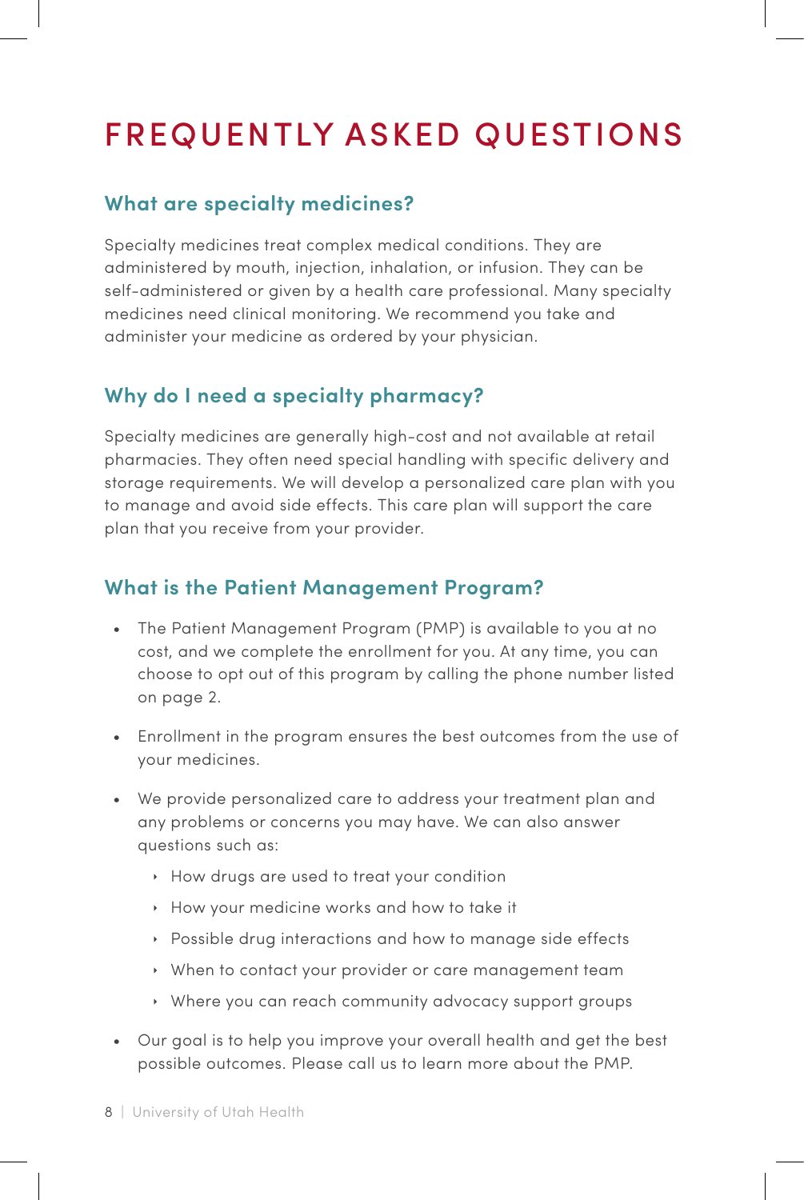# FREQUENTLY ASKED QUESTIONS

## What are specialty medicines?

Specialty medicines treat complex medical conditions. They are administered by mouth, injection, inhalation, or infusion. They can be self-administered or given by a health care professional. Many specialty medicines need clinical monitoring. We recommend you take and administer your medicine as ordered by your physician.

## Why do I need a specialty pharmacy?

Specialty medicines are generally high-cost and not available at retail pharmacies. They often need special handling with specific delivery and storage requirements. We will develop a personalized care plan with you to manage and avoid side effects. This care plan will support the care plan that you receive from your provider.

## What is the Patient Management Program?

- The Patient Management Program (PMP) is available to you at no cost, and we complete the enrollment for you. At any time, you can choose to opt out of this program by calling the phone number listed on page 2.
- Enrollment in the program ensures the best outcomes from the use of your medicines.
- We provide personalized care to address your treatment plan and any problems or concerns you may have. We can also answer questions such as:
  - How drugs are used to treat your condition
  - How your medicine works and how to take it
  - Possible drug interactions and how to manage side effects
  - When to contact your provider or care management team
  - Where you can reach community advocacy support groups
- Our goal is to help you improve your overall health and get the best possible outcomes. Please call us to learn more about the PMP.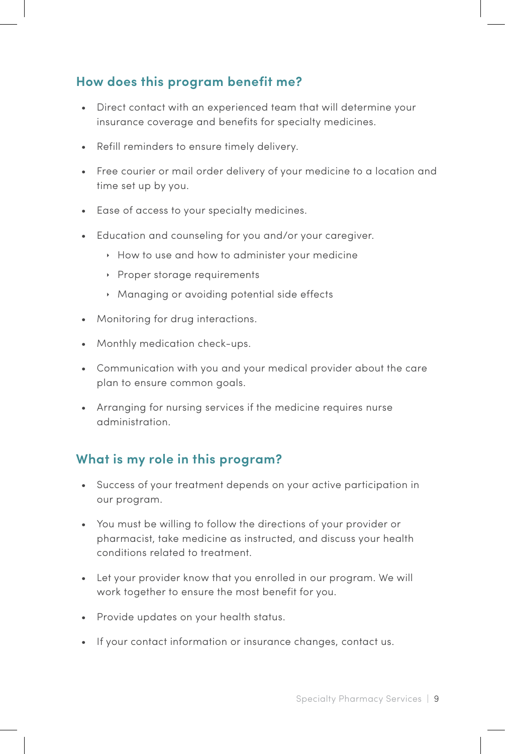## How does this program benefit me?

- Direct contact with an experienced team that will determine your insurance coverage and benefits for specialty medicines.
- Refill reminders to ensure timely delivery.
- Free courier or mail order delivery of your medicine to a location and time set up by you.
- Ease of access to your specialty medicines.
- Education and counseling for you and/or your caregiver.
  - How to use and how to administer your medicine
  - Proper storage requirements
  - Managing or avoiding potential side effects
- Monitoring for drug interactions.
- Monthly medication check-ups.
- Communication with you and your medical provider about the care plan to ensure common goals.
- Arranging for nursing services if the medicine requires nurse administration.

## What is my role in this program?

- Success of your treatment depends on your active participation in our program.
- You must be willing to follow the directions of your provider or pharmacist, take medicine as instructed, and discuss your health conditions related to treatment.
- Let your provider know that you enrolled in our program. We will work together to ensure the most benefit for you.
- Provide updates on your health status.
- If your contact information or insurance changes, contact us.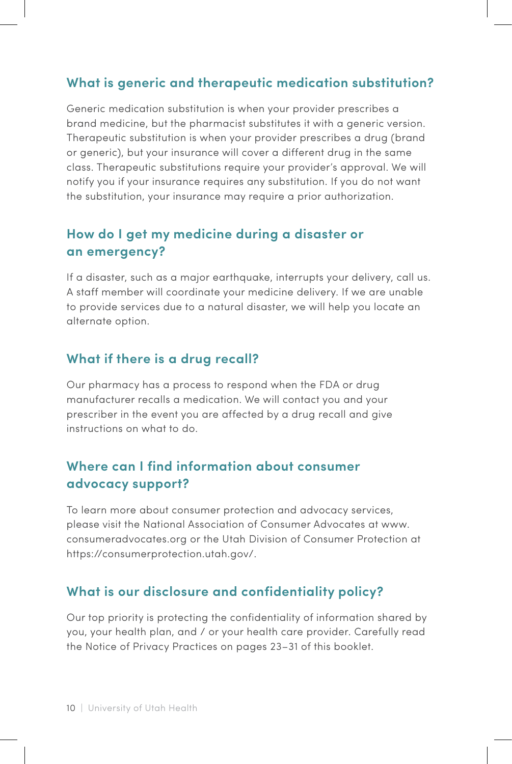## What is generic and therapeutic medication substitution?

Generic medication substitution is when your provider prescribes a brand medicine, but the pharmacist substitutes it with a generic version. Therapeutic substitution is when your provider prescribes a drug (brand or generic), but your insurance will cover a different drug in the same class. Therapeutic substitutions require your provider's approval. We will notify you if your insurance requires any substitution. If you do not want the substitution, your insurance may require a prior authorization.

## How do I get my medicine during a disaster or an emergency?

If a disaster, such as a major earthquake, interrupts your delivery, call us. A staff member will coordinate your medicine delivery. If we are unable to provide services due to a natural disaster, we will help you locate an alternate option.

## What if there is a drug recall?

Our pharmacy has a process to respond when the FDA or drug manufacturer recalls a medication. We will contact you and your prescriber in the event you are affected by a drug recall and give instructions on what to do.

## Where can I find information about consumer advocacy support?

To learn more about consumer protection and advocacy services, please visit the National Association of Consumer Advocates at www.consumeradvocates.org or the Utah Division of Consumer Protection at https://consumerprotection.utah.gov/.

## What is our disclosure and confidentiality policy?

Our top priority is protecting the confidentiality of information shared by you, your health plan, and / or your health care provider. Carefully read the Notice of Privacy Practices on pages 23–31 of this booklet.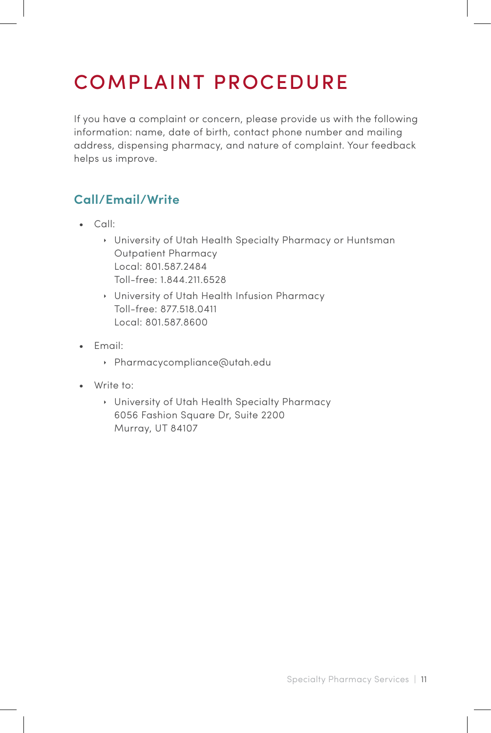# COMPLAINT PROCEDURE

If you have a complaint or concern, please provide us with the following information: name, date of birth, contact phone number and mailing address, dispensing pharmacy, and nature of complaint. Your feedback helps us improve.

## Call/Email/Write

- Call:
  - University of Utah Health Specialty Pharmacy or Huntsman Outpatient Pharmacy
    Local: 801.587.2484
    Toll-free: 1.844.211.6528
  - University of Utah Health Infusion Pharmacy
    Toll-free: 877.518.0411
    Local: 801.587.8600
- Email:
  - Pharmacycompliance@utah.edu
- Write to:
  - University of Utah Health Specialty Pharmacy
    6056 Fashion Square Dr, Suite 2200
    Murray, UT 84107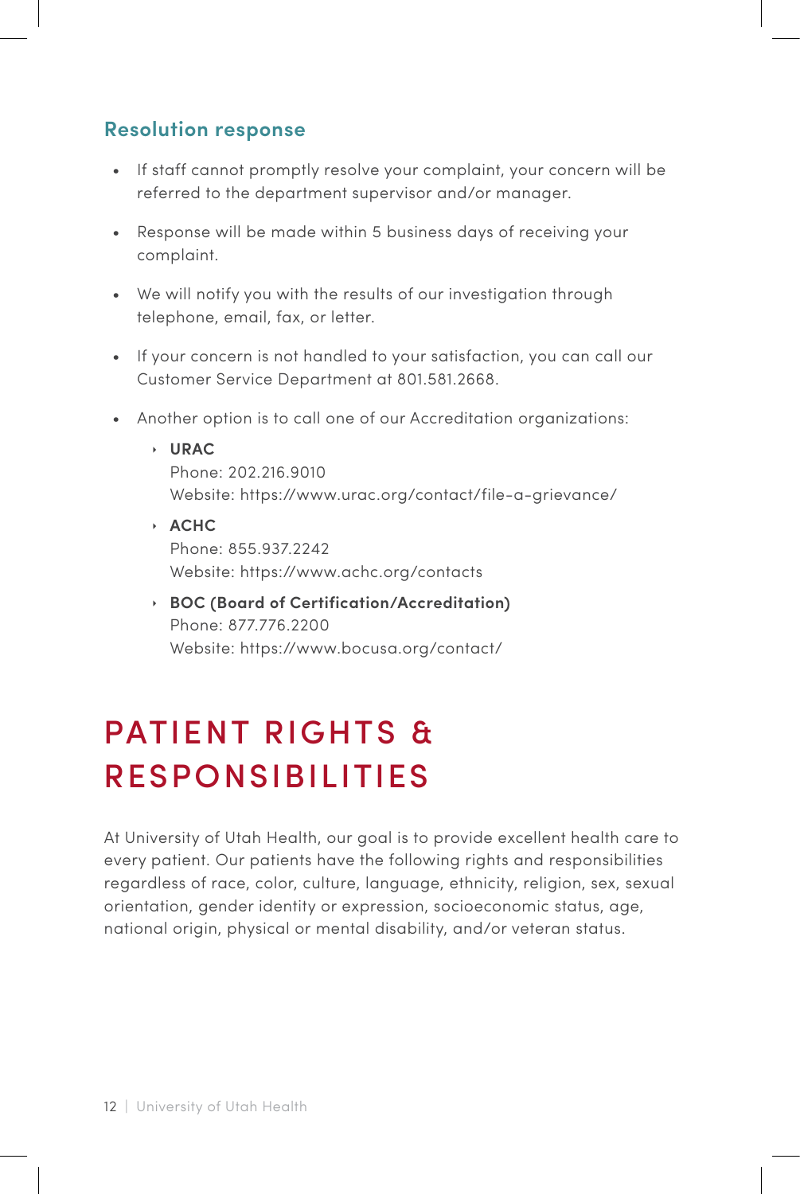### Resolution response

- If staff cannot promptly resolve your complaint, your concern will be referred to the department supervisor and/or manager.
- Response will be made within 5 business days of receiving your complaint.
- We will notify you with the results of our investigation through telephone, email, fax, or letter.
- If your concern is not handled to your satisfaction, you can call our Customer Service Department at 801.581.2668.
- Another option is to call one of our Accreditation organizations:
  - **URAC**
    Phone: 202.216.9010
    Website: https://www.urac.org/contact/file-a-grievance/
  - **ACHC**
    Phone: 855.937.2242
    Website: https://www.achc.org/contacts
  - **BOC (Board of Certification/Accreditation)**
    Phone: 877.776.2200
    Website: https://www.bocusa.org/contact/

# PATIENT RIGHTS & RESPONSIBILITIES

At University of Utah Health, our goal is to provide excellent health care to every patient. Our patients have the following rights and responsibilities regardless of race, color, culture, language, ethnicity, religion, sex, sexual orientation, gender identity or expression, socioeconomic status, age, national origin, physical or mental disability, and/or veteran status.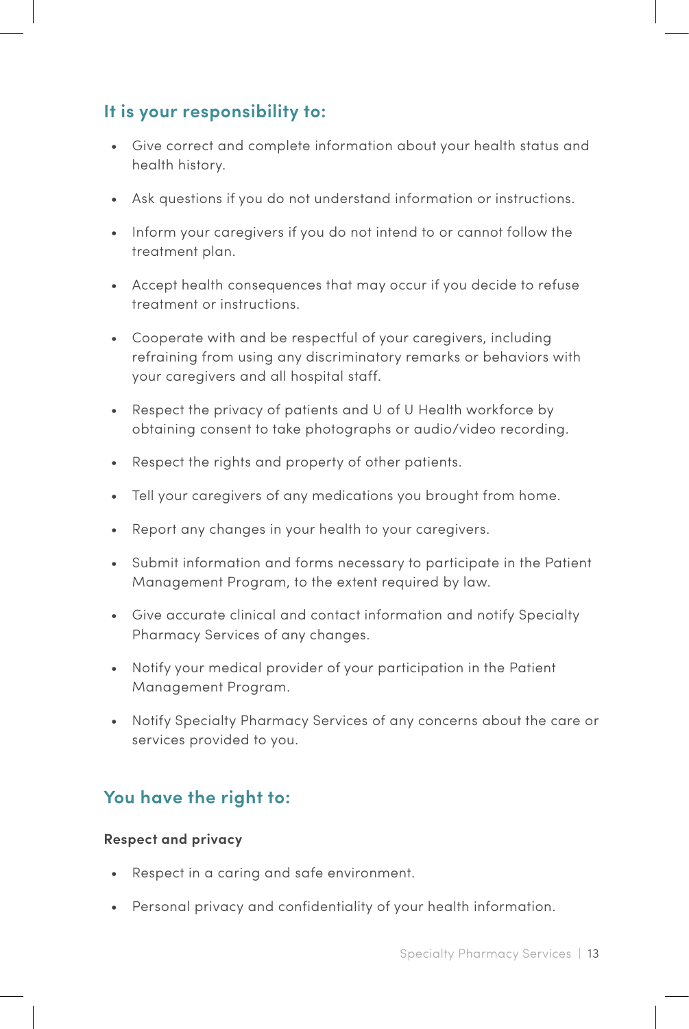## It is your responsibility to:

- Give correct and complete information about your health status and health history.
- Ask questions if you do not understand information or instructions.
- Inform your caregivers if you do not intend to or cannot follow the treatment plan.
- Accept health consequences that may occur if you decide to refuse treatment or instructions.
- Cooperate with and be respectful of your caregivers, including refraining from using any discriminatory remarks or behaviors with your caregivers and all hospital staff.
- Respect the privacy of patients and U of U Health workforce by obtaining consent to take photographs or audio/video recording.
- Respect the rights and property of other patients.
- Tell your caregivers of any medications you brought from home.
- Report any changes in your health to your caregivers.
- Submit information and forms necessary to participate in the Patient Management Program, to the extent required by law.
- Give accurate clinical and contact information and notify Specialty Pharmacy Services of any changes.
- Notify your medical provider of your participation in the Patient Management Program.
- Notify Specialty Pharmacy Services of any concerns about the care or services provided to you.

## You have the right to:

**Respect and privacy**

- Respect in a caring and safe environment.
- Personal privacy and confidentiality of your health information.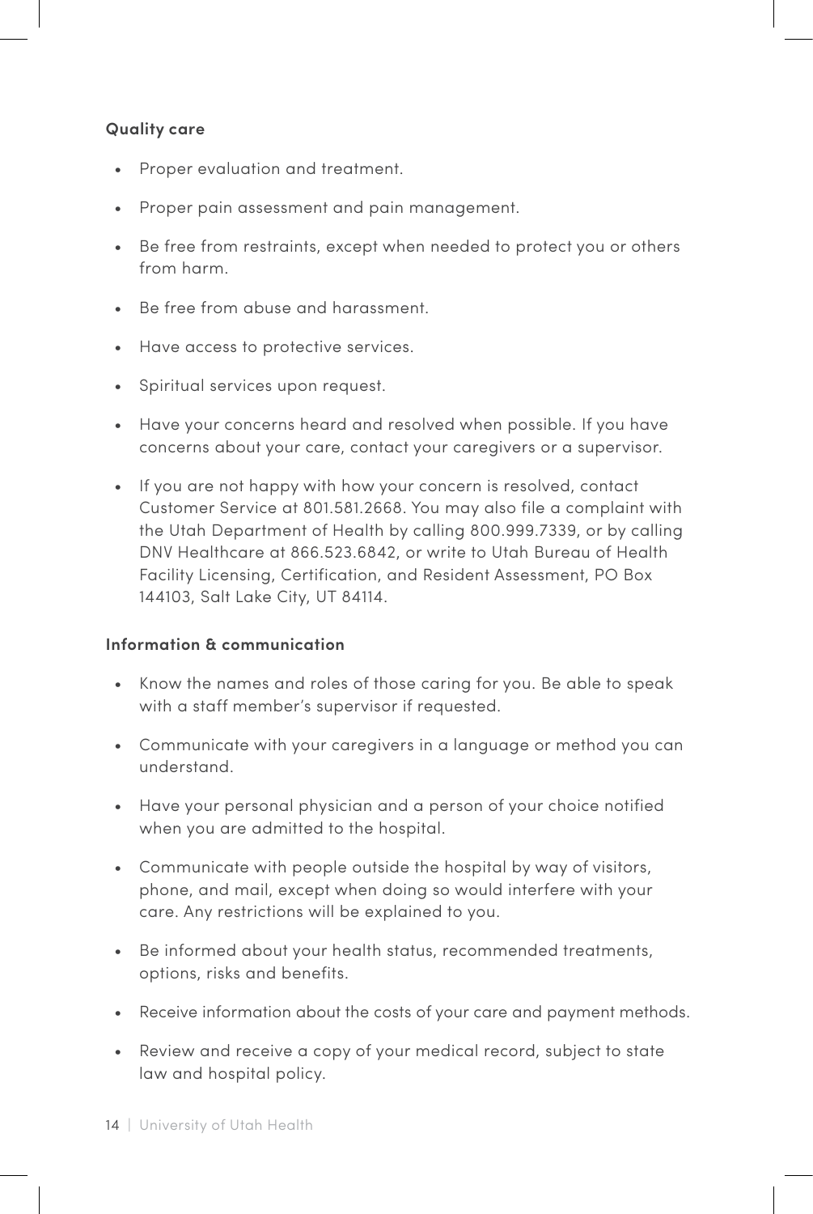**Quality care**

- Proper evaluation and treatment.
- Proper pain assessment and pain management.
- Be free from restraints, except when needed to protect you or others from harm.
- Be free from abuse and harassment.
- Have access to protective services.
- Spiritual services upon request.
- Have your concerns heard and resolved when possible. If you have concerns about your care, contact your caregivers or a supervisor.
- If you are not happy with how your concern is resolved, contact Customer Service at 801.581.2668. You may also file a complaint with the Utah Department of Health by calling 800.999.7339, or by calling DNV Healthcare at 866.523.6842, or write to Utah Bureau of Health Facility Licensing, Certification, and Resident Assessment, PO Box 144103, Salt Lake City, UT 84114.

**Information & communication**

- Know the names and roles of those caring for you. Be able to speak with a staff member's supervisor if requested.
- Communicate with your caregivers in a language or method you can understand.
- Have your personal physician and a person of your choice notified when you are admitted to the hospital.
- Communicate with people outside the hospital by way of visitors, phone, and mail, except when doing so would interfere with your care. Any restrictions will be explained to you.
- Be informed about your health status, recommended treatments, options, risks and benefits.
- Receive information about the costs of your care and payment methods.
- Review and receive a copy of your medical record, subject to state law and hospital policy.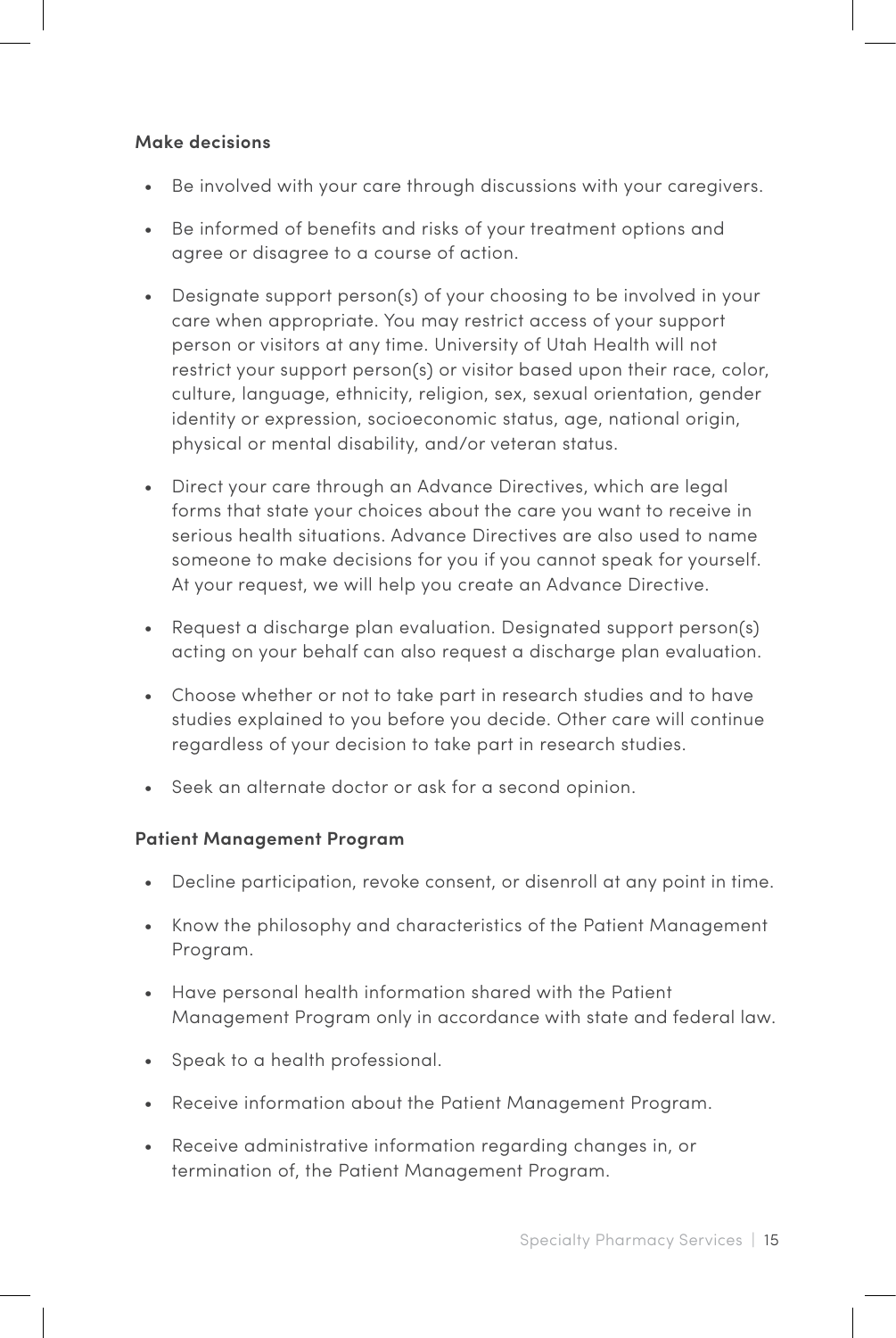**Make decisions**

- Be involved with your care through discussions with your caregivers.
- Be informed of benefits and risks of your treatment options and agree or disagree to a course of action.
- Designate support person(s) of your choosing to be involved in your care when appropriate. You may restrict access of your support person or visitors at any time. University of Utah Health will not restrict your support person(s) or visitor based upon their race, color, culture, language, ethnicity, religion, sex, sexual orientation, gender identity or expression, socioeconomic status, age, national origin, physical or mental disability, and/or veteran status.
- Direct your care through an Advance Directives, which are legal forms that state your choices about the care you want to receive in serious health situations. Advance Directives are also used to name someone to make decisions for you if you cannot speak for yourself. At your request, we will help you create an Advance Directive.
- Request a discharge plan evaluation. Designated support person(s) acting on your behalf can also request a discharge plan evaluation.
- Choose whether or not to take part in research studies and to have studies explained to you before you decide. Other care will continue regardless of your decision to take part in research studies.
- Seek an alternate doctor or ask for a second opinion.

**Patient Management Program**

- Decline participation, revoke consent, or disenroll at any point in time.
- Know the philosophy and characteristics of the Patient Management Program.
- Have personal health information shared with the Patient Management Program only in accordance with state and federal law.
- Speak to a health professional.
- Receive information about the Patient Management Program.
- Receive administrative information regarding changes in, or termination of, the Patient Management Program.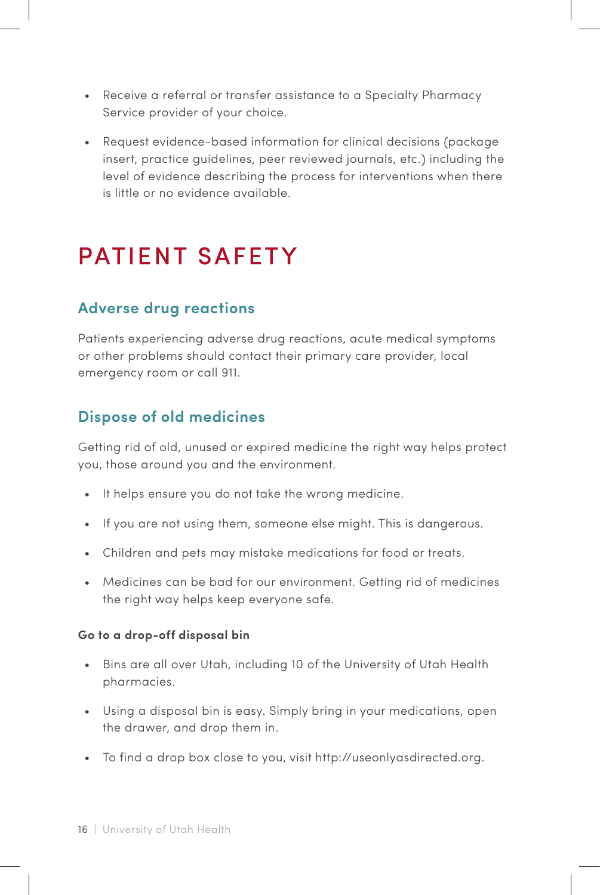- Receive a referral or transfer assistance to a Specialty Pharmacy Service provider of your choice.
- Request evidence-based information for clinical decisions (package insert, practice guidelines, peer reviewed journals, etc.) including the level of evidence describing the process for interventions when there is little or no evidence available.

# PATIENT SAFETY

## Adverse drug reactions

Patients experiencing adverse drug reactions, acute medical symptoms or other problems should contact their primary care provider, local emergency room or call 911.

## Dispose of old medicines

Getting rid of old, unused or expired medicine the right way helps protect you, those around you and the environment.

- It helps ensure you do not take the wrong medicine.
- If you are not using them, someone else might. This is dangerous.
- Children and pets may mistake medications for food or treats.
- Medicines can be bad for our environment. Getting rid of medicines the right way helps keep everyone safe.

**Go to a drop-off disposal bin**

- Bins are all over Utah, including 10 of the University of Utah Health pharmacies.
- Using a disposal bin is easy. Simply bring in your medications, open the drawer, and drop them in.
- To find a drop box close to you, visit http://useonlyasdirected.org.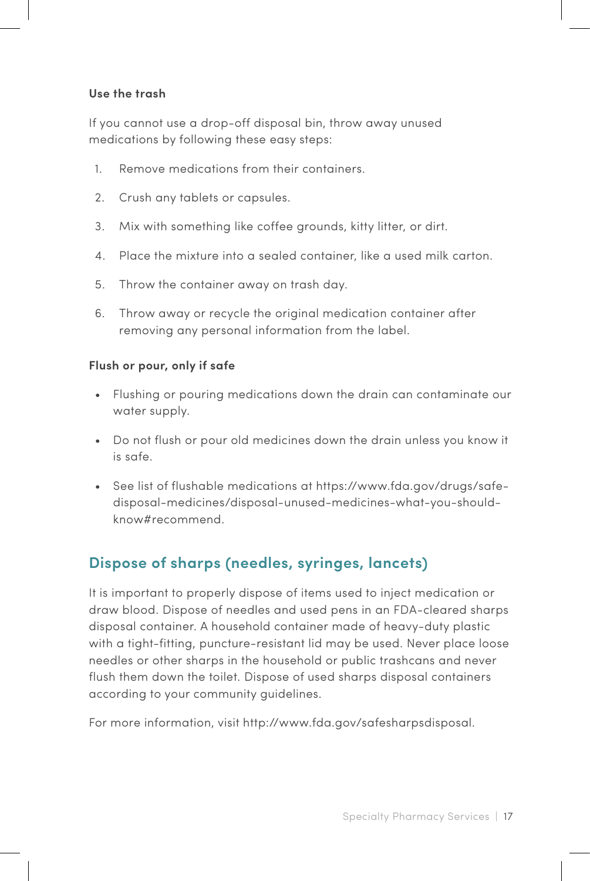**Use the trash**

If you cannot use a drop-off disposal bin, throw away unused medications by following these easy steps:

1. Remove medications from their containers.
2. Crush any tablets or capsules.
3. Mix with something like coffee grounds, kitty litter, or dirt.
4. Place the mixture into a sealed container, like a used milk carton.
5. Throw the container away on trash day.
6. Throw away or recycle the original medication container after removing any personal information from the label.

**Flush or pour, only if safe**

- Flushing or pouring medications down the drain can contaminate our water supply.
- Do not flush or pour old medicines down the drain unless you know it is safe.
- See list of flushable medications at https://www.fda.gov/drugs/safe-disposal-medicines/disposal-unused-medicines-what-you-should-know#recommend.

## Dispose of sharps (needles, syringes, lancets)

It is important to properly dispose of items used to inject medication or draw blood. Dispose of needles and used pens in an FDA-cleared sharps disposal container. A household container made of heavy-duty plastic with a tight-fitting, puncture-resistant lid may be used. Never place loose needles or other sharps in the household or public trashcans and never flush them down the toilet. Dispose of used sharps disposal containers according to your community guidelines.

For more information, visit http://www.fda.gov/safesharpsdisposal.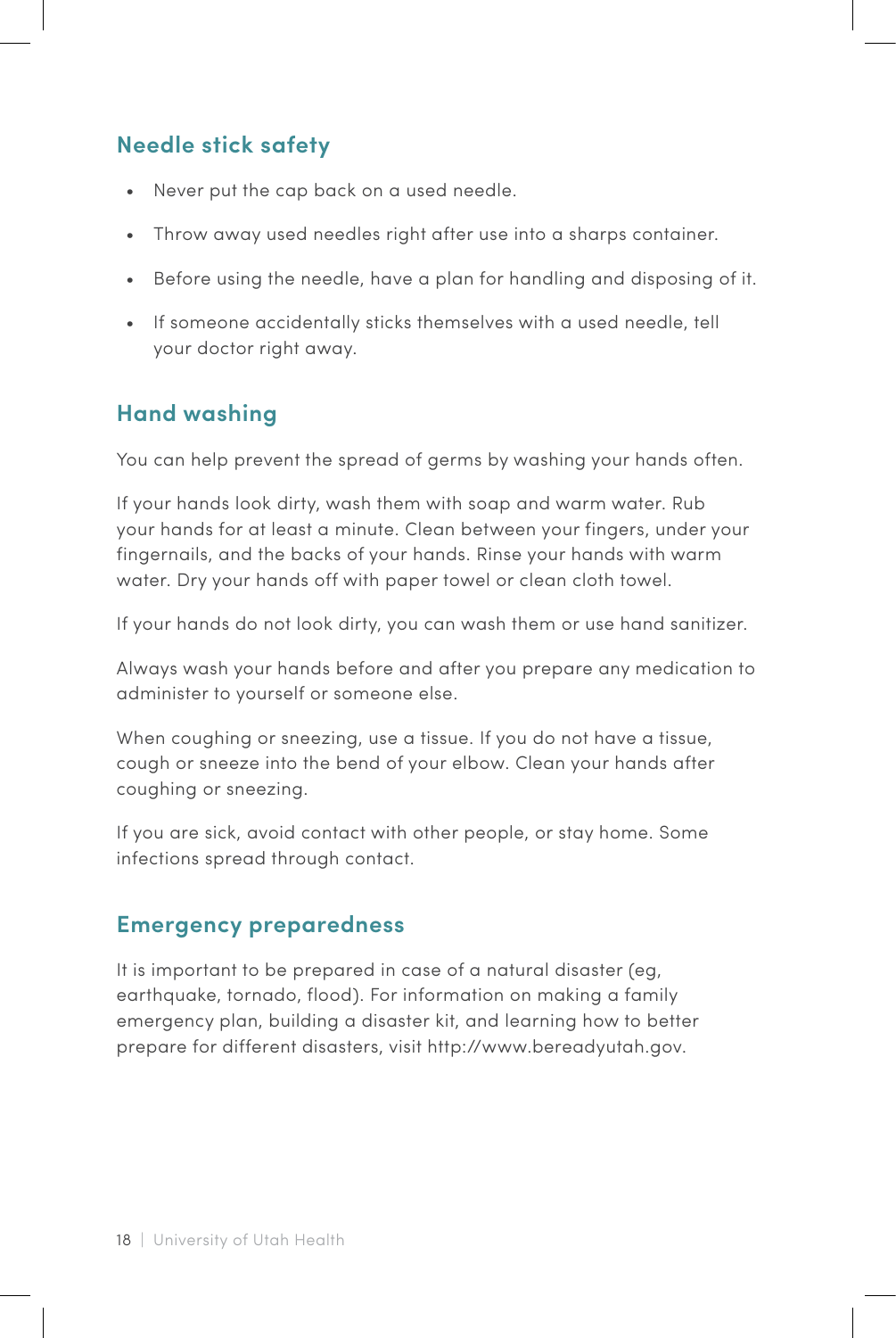## Needle stick safety

- Never put the cap back on a used needle.
- Throw away used needles right after use into a sharps container.
- Before using the needle, have a plan for handling and disposing of it.
- If someone accidentally sticks themselves with a used needle, tell your doctor right away.

## Hand washing

You can help prevent the spread of germs by washing your hands often.

If your hands look dirty, wash them with soap and warm water. Rub your hands for at least a minute. Clean between your fingers, under your fingernails, and the backs of your hands. Rinse your hands with warm water. Dry your hands off with paper towel or clean cloth towel.

If your hands do not look dirty, you can wash them or use hand sanitizer.

Always wash your hands before and after you prepare any medication to administer to yourself or someone else.

When coughing or sneezing, use a tissue. If you do not have a tissue, cough or sneeze into the bend of your elbow. Clean your hands after coughing or sneezing.

If you are sick, avoid contact with other people, or stay home. Some infections spread through contact.

## Emergency preparedness

It is important to be prepared in case of a natural disaster (eg, earthquake, tornado, flood). For information on making a family emergency plan, building a disaster kit, and learning how to better prepare for different disasters, visit http://www.bereadyutah.gov.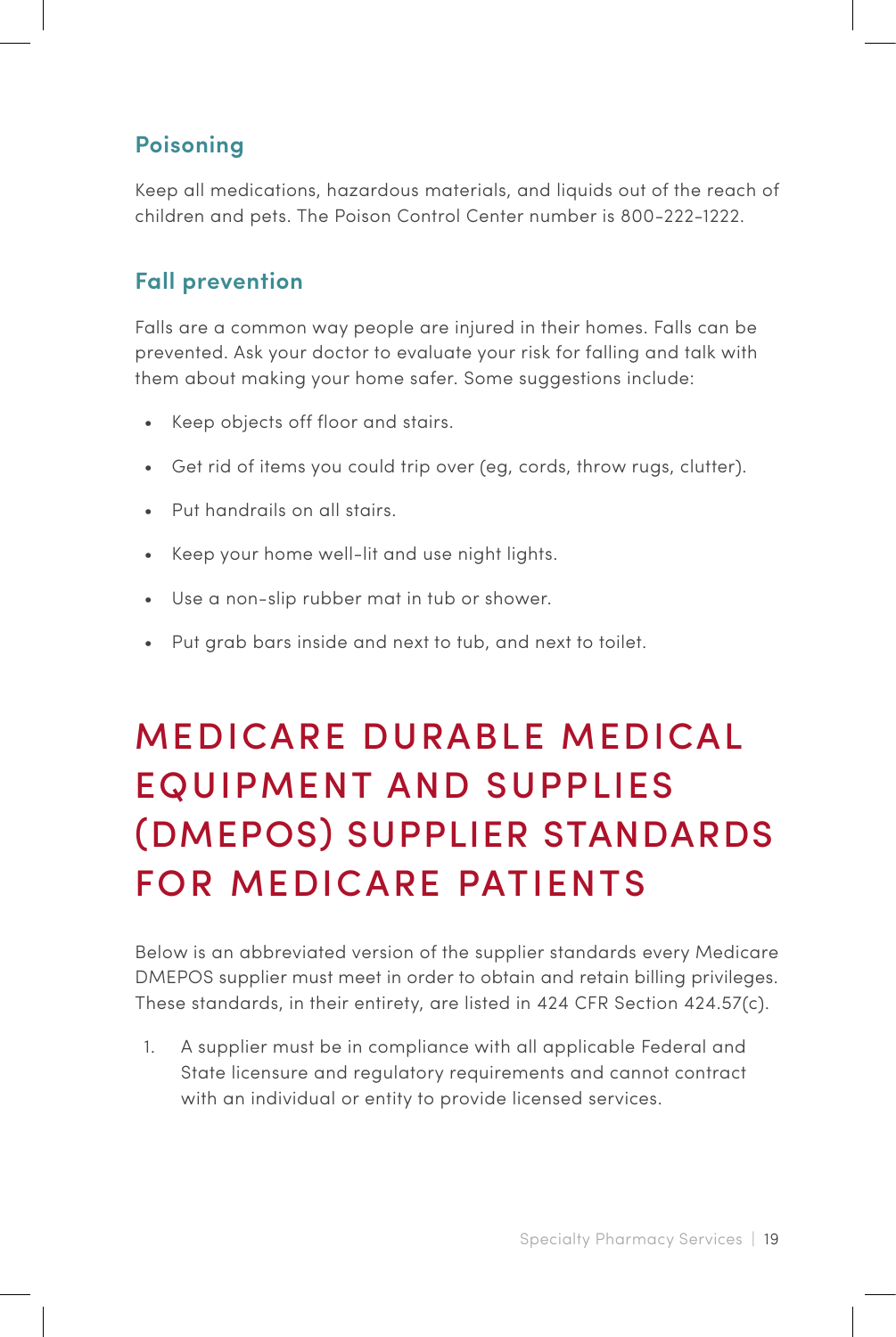### Poisoning

Keep all medications, hazardous materials, and liquids out of the reach of children and pets. The Poison Control Center number is 800-222-1222.

### Fall prevention

Falls are a common way people are injured in their homes. Falls can be prevented. Ask your doctor to evaluate your risk for falling and talk with them about making your home safer. Some suggestions include:

- Keep objects off floor and stairs.
- Get rid of items you could trip over (eg, cords, throw rugs, clutter).
- Put handrails on all stairs.
- Keep your home well-lit and use night lights.
- Use a non-slip rubber mat in tub or shower.
- Put grab bars inside and next to tub, and next to toilet.

## MEDICARE DURABLE MEDICAL EQUIPMENT AND SUPPLIES (DMEPOS) SUPPLIER STANDARDS FOR MEDICARE PATIENTS

Below is an abbreviated version of the supplier standards every Medicare DMEPOS supplier must meet in order to obtain and retain billing privileges. These standards, in their entirety, are listed in 424 CFR Section 424.57(c).

1. A supplier must be in compliance with all applicable Federal and State licensure and regulatory requirements and cannot contract with an individual or entity to provide licensed services.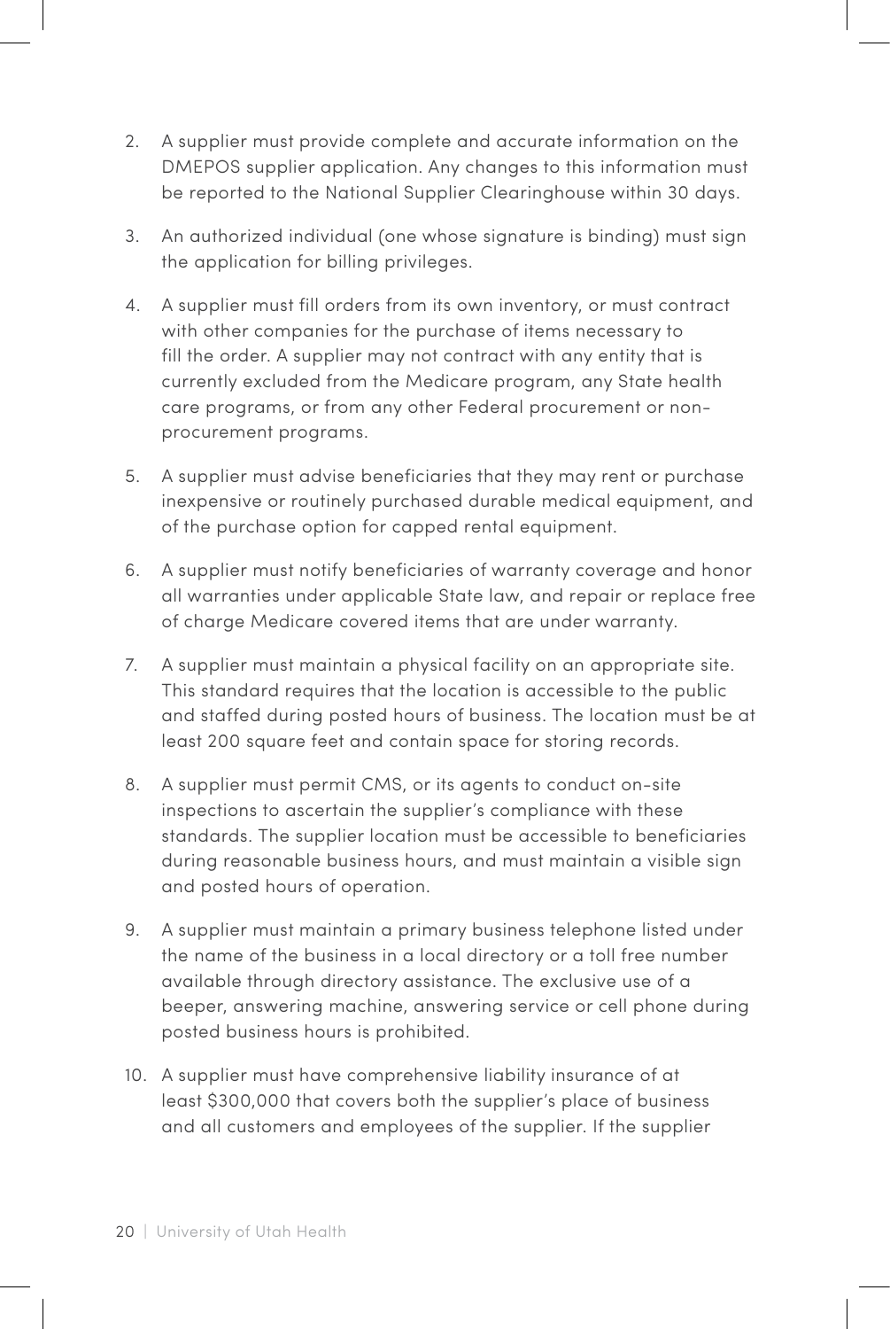2. A supplier must provide complete and accurate information on the DMEPOS supplier application. Any changes to this information must be reported to the National Supplier Clearinghouse within 30 days.

3. An authorized individual (one whose signature is binding) must sign the application for billing privileges.

4. A supplier must fill orders from its own inventory, or must contract with other companies for the purchase of items necessary to fill the order. A supplier may not contract with any entity that is currently excluded from the Medicare program, any State health care programs, or from any other Federal procurement or non-procurement programs.

5. A supplier must advise beneficiaries that they may rent or purchase inexpensive or routinely purchased durable medical equipment, and of the purchase option for capped rental equipment.

6. A supplier must notify beneficiaries of warranty coverage and honor all warranties under applicable State law, and repair or replace free of charge Medicare covered items that are under warranty.

7. A supplier must maintain a physical facility on an appropriate site. This standard requires that the location is accessible to the public and staffed during posted hours of business. The location must be at least 200 square feet and contain space for storing records.

8. A supplier must permit CMS, or its agents to conduct on-site inspections to ascertain the supplier's compliance with these standards. The supplier location must be accessible to beneficiaries during reasonable business hours, and must maintain a visible sign and posted hours of operation.

9. A supplier must maintain a primary business telephone listed under the name of the business in a local directory or a toll free number available through directory assistance. The exclusive use of a beeper, answering machine, answering service or cell phone during posted business hours is prohibited.

10. A supplier must have comprehensive liability insurance of at least $300,000 that covers both the supplier's place of business and all customers and employees of the supplier. If the supplier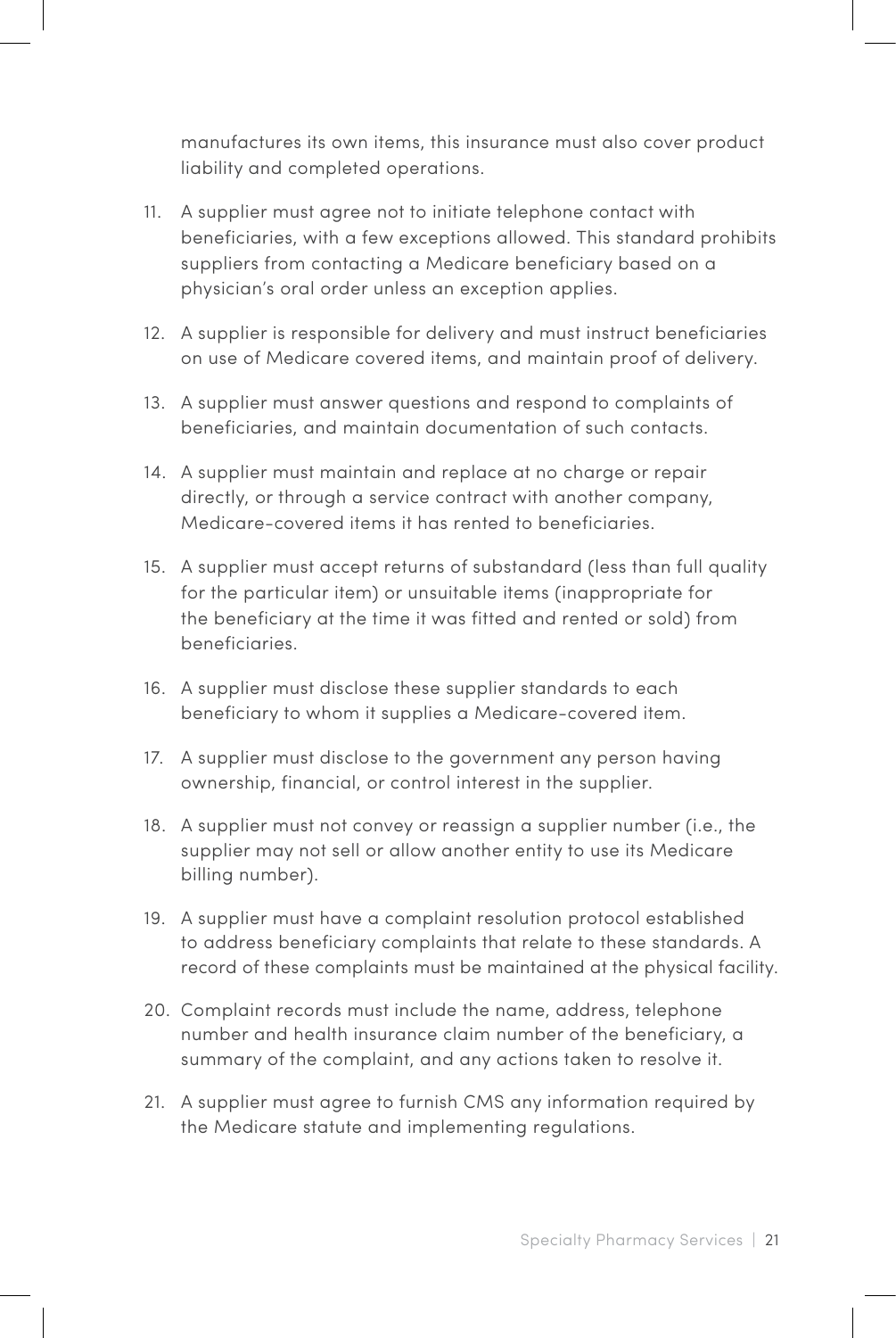manufactures its own items, this insurance must also cover product liability and completed operations.

11. A supplier must agree not to initiate telephone contact with beneficiaries, with a few exceptions allowed. This standard prohibits suppliers from contacting a Medicare beneficiary based on a physician's oral order unless an exception applies.

12. A supplier is responsible for delivery and must instruct beneficiaries on use of Medicare covered items, and maintain proof of delivery.

13. A supplier must answer questions and respond to complaints of beneficiaries, and maintain documentation of such contacts.

14. A supplier must maintain and replace at no charge or repair directly, or through a service contract with another company, Medicare-covered items it has rented to beneficiaries.

15. A supplier must accept returns of substandard (less than full quality for the particular item) or unsuitable items (inappropriate for the beneficiary at the time it was fitted and rented or sold) from beneficiaries.

16. A supplier must disclose these supplier standards to each beneficiary to whom it supplies a Medicare-covered item.

17. A supplier must disclose to the government any person having ownership, financial, or control interest in the supplier.

18. A supplier must not convey or reassign a supplier number (i.e., the supplier may not sell or allow another entity to use its Medicare billing number).

19. A supplier must have a complaint resolution protocol established to address beneficiary complaints that relate to these standards. A record of these complaints must be maintained at the physical facility.

20. Complaint records must include the name, address, telephone number and health insurance claim number of the beneficiary, a summary of the complaint, and any actions taken to resolve it.

21. A supplier must agree to furnish CMS any information required by the Medicare statute and implementing regulations.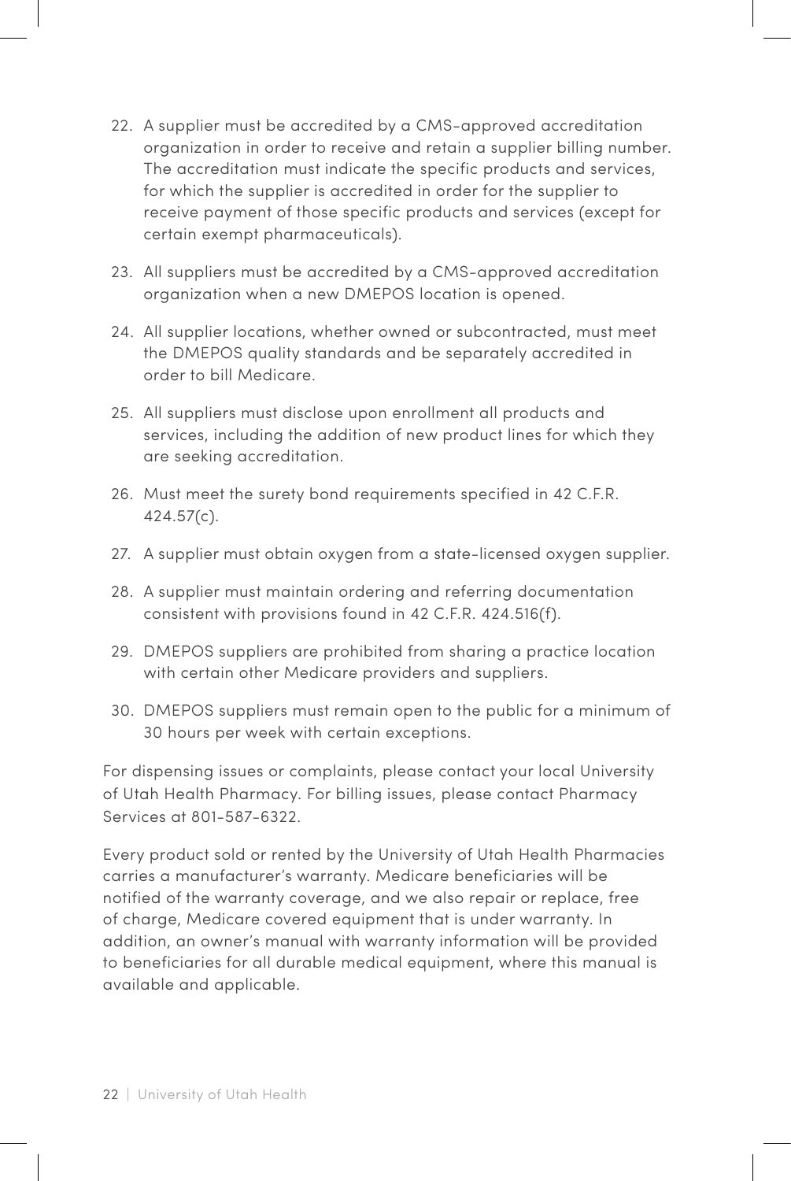22. A supplier must be accredited by a CMS-approved accreditation organization in order to receive and retain a supplier billing number. The accreditation must indicate the specific products and services, for which the supplier is accredited in order for the supplier to receive payment of those specific products and services (except for certain exempt pharmaceuticals).
23. All suppliers must be accredited by a CMS-approved accreditation organization when a new DMEPOS location is opened.
24. All supplier locations, whether owned or subcontracted, must meet the DMEPOS quality standards and be separately accredited in order to bill Medicare.
25. All suppliers must disclose upon enrollment all products and services, including the addition of new product lines for which they are seeking accreditation.
26. Must meet the surety bond requirements specified in 42 C.F.R. 424.57(c).
27. A supplier must obtain oxygen from a state-licensed oxygen supplier.
28. A supplier must maintain ordering and referring documentation consistent with provisions found in 42 C.F.R. 424.516(f).
29. DMEPOS suppliers are prohibited from sharing a practice location with certain other Medicare providers and suppliers.
30. DMEPOS suppliers must remain open to the public for a minimum of 30 hours per week with certain exceptions.

For dispensing issues or complaints, please contact your local University of Utah Health Pharmacy. For billing issues, please contact Pharmacy Services at 801-587-6322.

Every product sold or rented by the University of Utah Health Pharmacies carries a manufacturer's warranty. Medicare beneficiaries will be notified of the warranty coverage, and we also repair or replace, free of charge, Medicare covered equipment that is under warranty. In addition, an owner's manual with warranty information will be provided to beneficiaries for all durable medical equipment, where this manual is available and applicable.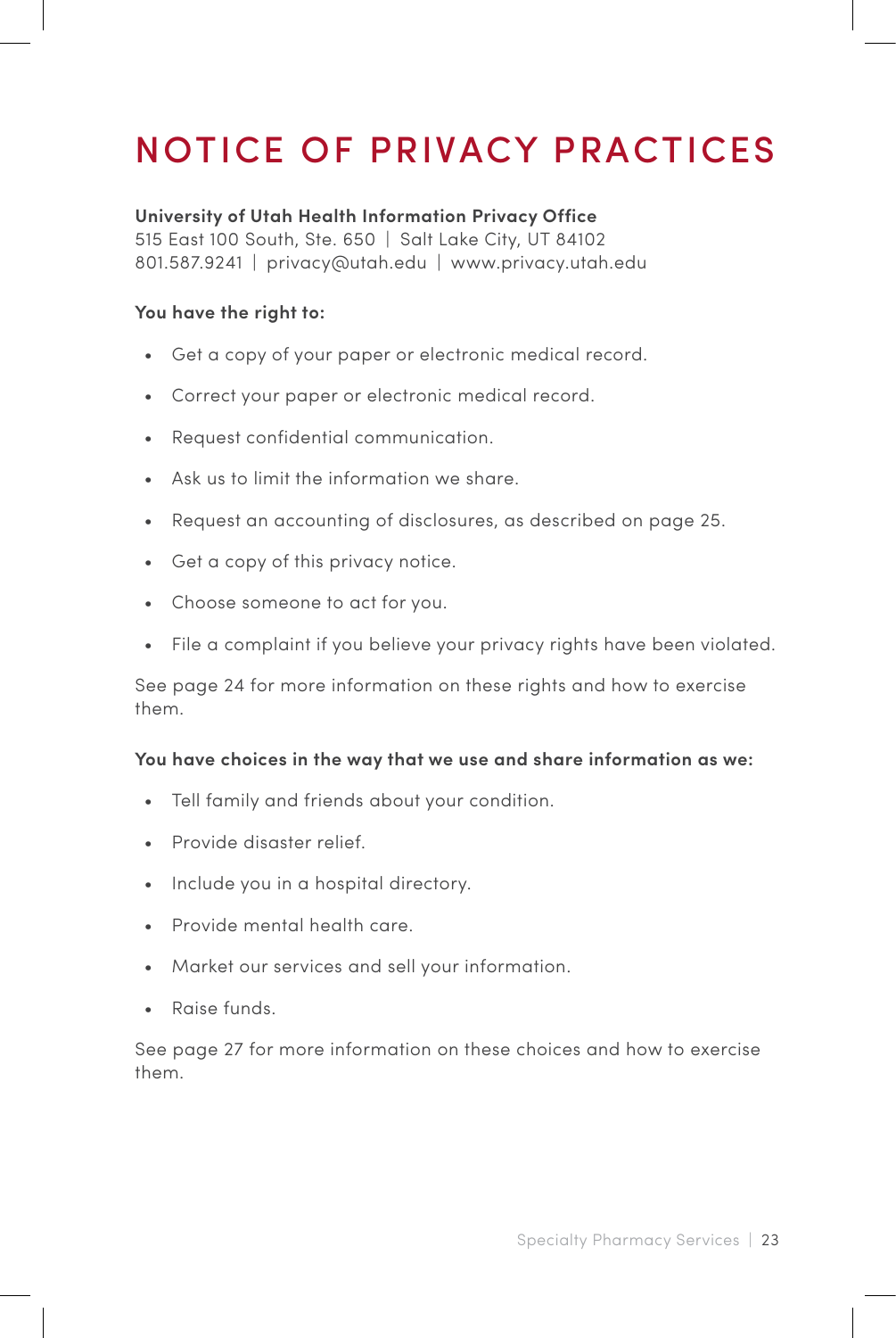# NOTICE OF PRIVACY PRACTICES

**University of Utah Health Information Privacy Office**
515 East 100 South, Ste. 650 | Salt Lake City, UT 84102
801.587.9241 | privacy@utah.edu | www.privacy.utah.edu

**You have the right to:**

- Get a copy of your paper or electronic medical record.
- Correct your paper or electronic medical record.
- Request confidential communication.
- Ask us to limit the information we share.
- Request an accounting of disclosures, as described on page 25.
- Get a copy of this privacy notice.
- Choose someone to act for you.
- File a complaint if you believe your privacy rights have been violated.

See page 24 for more information on these rights and how to exercise them.

**You have choices in the way that we use and share information as we:**

- Tell family and friends about your condition.
- Provide disaster relief.
- Include you in a hospital directory.
- Provide mental health care.
- Market our services and sell your information.
- Raise funds.

See page 27 for more information on these choices and how to exercise them.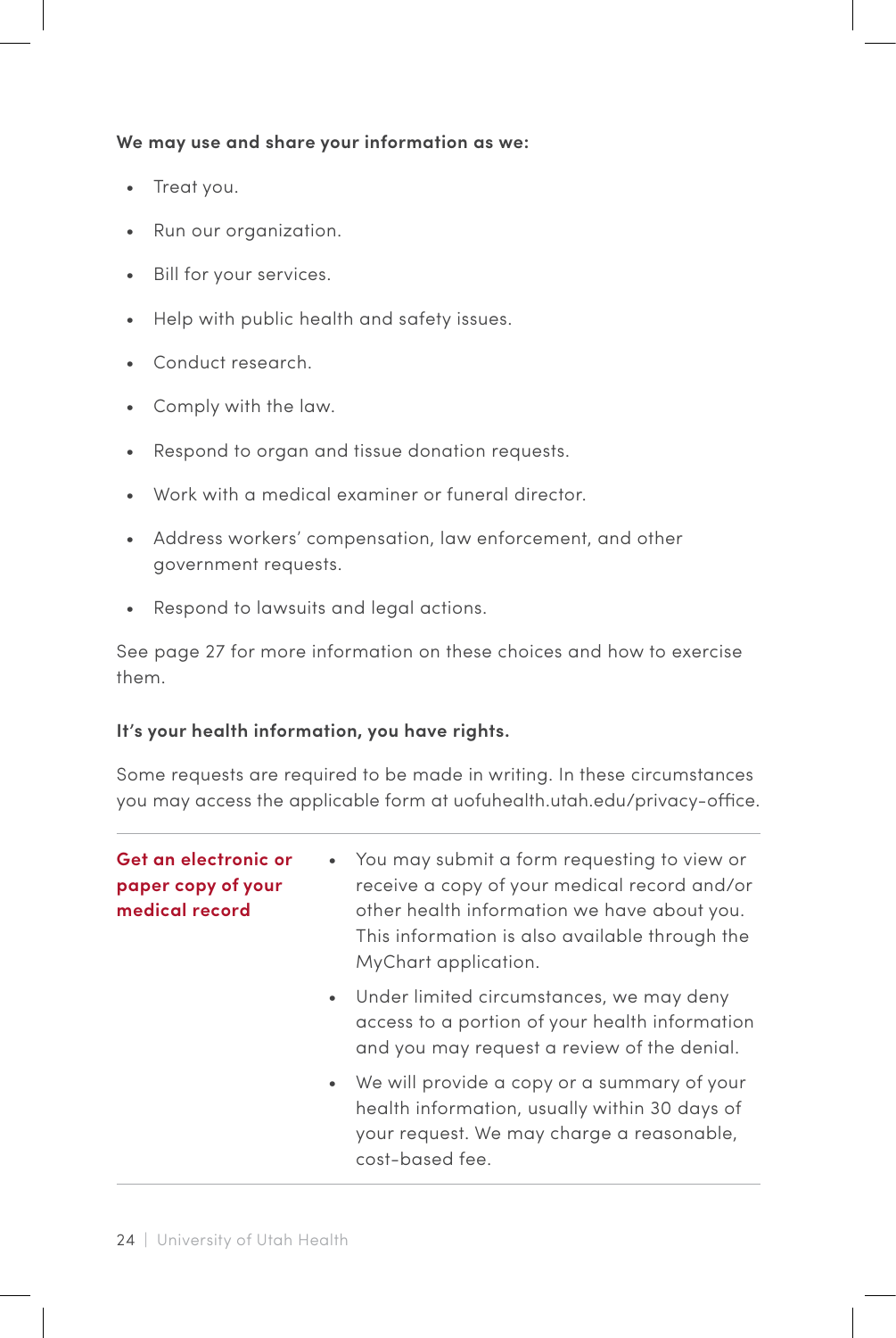**We may use and share your information as we:**

- Treat you.
- Run our organization.
- Bill for your services.
- Help with public health and safety issues.
- Conduct research.
- Comply with the law.
- Respond to organ and tissue donation requests.
- Work with a medical examiner or funeral director.
- Address workers' compensation, law enforcement, and other government requests.
- Respond to lawsuits and legal actions.

See page 27 for more information on these choices and how to exercise them.

**It's your health information, you have rights.**

Some requests are required to be made in writing. In these circumstances you may access the applicable form at uofuhealth.utah.edu/privacy-office.

| | |
|---|---|
| **Get an electronic or paper copy of your medical record** | • You may submit a form requesting to view or receive a copy of your medical record and/or other health information we have about you. This information is also available through the MyChart application.<br>• Under limited circumstances, we may deny access to a portion of your health information and you may request a review of the denial.<br>• We will provide a copy or a summary of your health information, usually within 30 days of your request. We may charge a reasonable, cost-based fee. |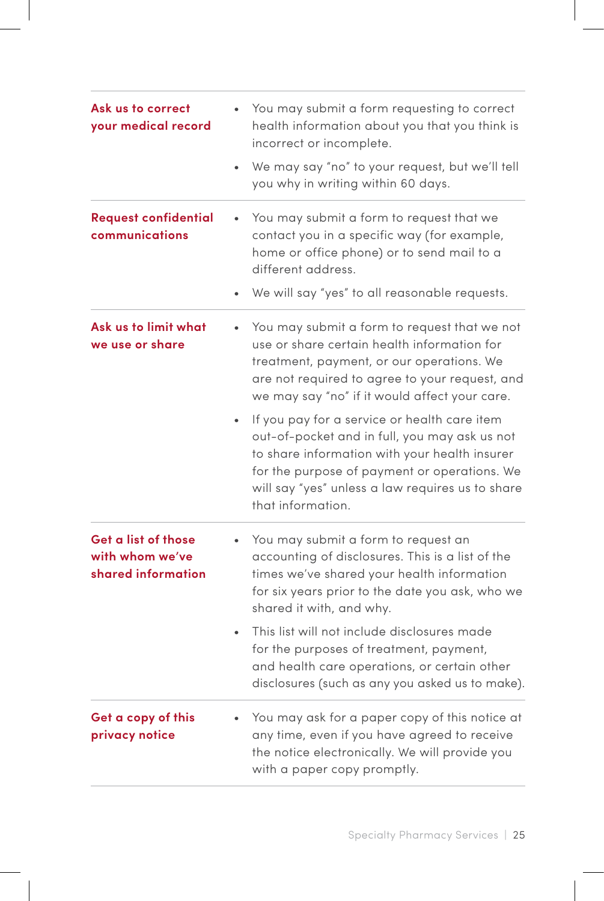| | |
|---|---|
| **Ask us to correct your medical record** | • You may submit a form requesting to correct health information about you that you think is incorrect or incomplete.<br>• We may say "no" to your request, but we'll tell you why in writing within 60 days. |
| **Request confidential communications** | • You may submit a form to request that we contact you in a specific way (for example, home or office phone) or to send mail to a different address.<br>• We will say "yes" to all reasonable requests. |
| **Ask us to limit what we use or share** | • You may submit a form to request that we not use or share certain health information for treatment, payment, or our operations. We are not required to agree to your request, and we may say "no" if it would affect your care.<br>• If you pay for a service or health care item out-of-pocket and in full, you may ask us not to share information with your health insurer for the purpose of payment or operations. We will say "yes" unless a law requires us to share that information. |
| **Get a list of those with whom we've shared information** | • You may submit a form to request an accounting of disclosures. This is a list of the times we've shared your health information for six years prior to the date you ask, who we shared it with, and why.<br>• This list will not include disclosures made for the purposes of treatment, payment, and health care operations, or certain other disclosures (such as any you asked us to make). |
| **Get a copy of this privacy notice** | • You may ask for a paper copy of this notice at any time, even if you have agreed to receive the notice electronically. We will provide you with a paper copy promptly. |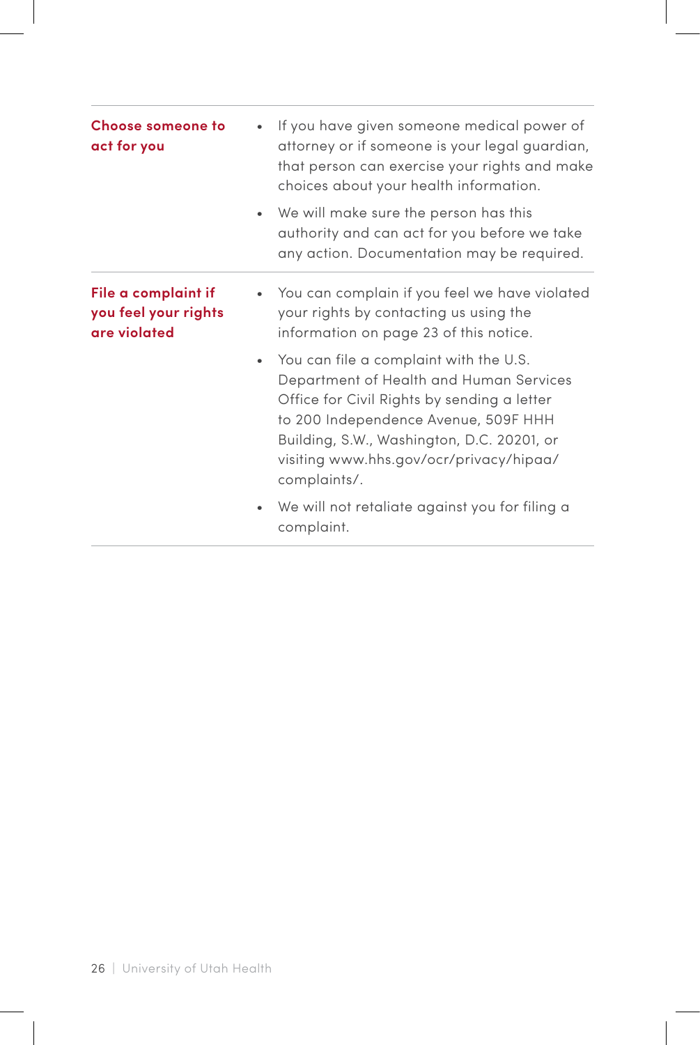| | |
|---|---|
| **Choose someone to act for you** | • If you have given someone medical power of attorney or if someone is your legal guardian, that person can exercise your rights and make choices about your health information.<br>• We will make sure the person has this authority and can act for you before we take any action. Documentation may be required. |
| **File a complaint if you feel your rights are violated** | • You can complain if you feel we have violated your rights by contacting us using the information on page 23 of this notice.<br>• You can file a complaint with the U.S. Department of Health and Human Services Office for Civil Rights by sending a letter to 200 Independence Avenue, 509F HHH Building, S.W., Washington, D.C. 20201, or visiting www.hhs.gov/ocr/privacy/hipaa/complaints/.<br>• We will not retaliate against you for filing a complaint. |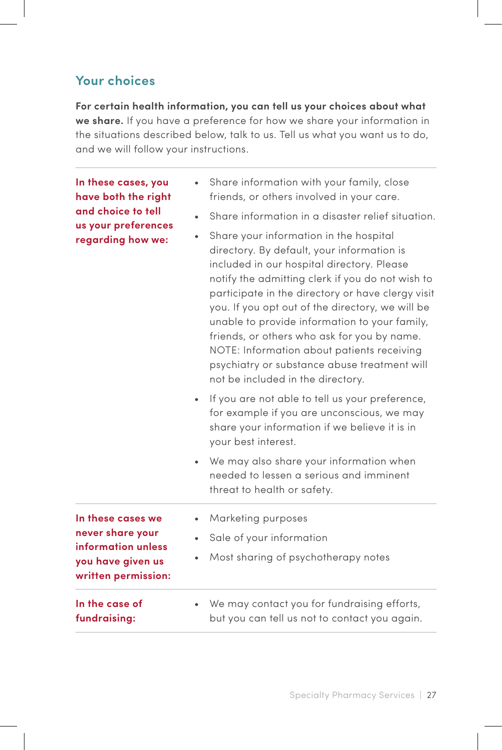## Your choices

**For certain health information, you can tell us your choices about what we share.** If you have a preference for how we share your information in the situations described below, talk to us. Tell us what you want us to do, and we will follow your instructions.

| | |
|---|---|
| **In these cases, you have both the right and choice to tell us your preferences regarding how we:** | • Share information with your family, close friends, or others involved in your care.<br>• Share information in a disaster relief situation.<br>• Share your information in the hospital directory. By default, your information is included in our hospital directory. Please notify the admitting clerk if you do not wish to participate in the directory or have clergy visit you. If you opt out of the directory, we will be unable to provide information to your family, friends, or others who ask for you by name. NOTE: Information about patients receiving psychiatry or substance abuse treatment will not be included in the directory.<br>• If you are not able to tell us your preference, for example if you are unconscious, we may share your information if we believe it is in your best interest.<br>• We may also share your information when needed to lessen a serious and imminent threat to health or safety. |
| **In these cases we never share your information unless you have given us written permission:** | • Marketing purposes<br>• Sale of your information<br>• Most sharing of psychotherapy notes |
| **In the case of fundraising:** | • We may contact you for fundraising efforts, but you can tell us not to contact you again. |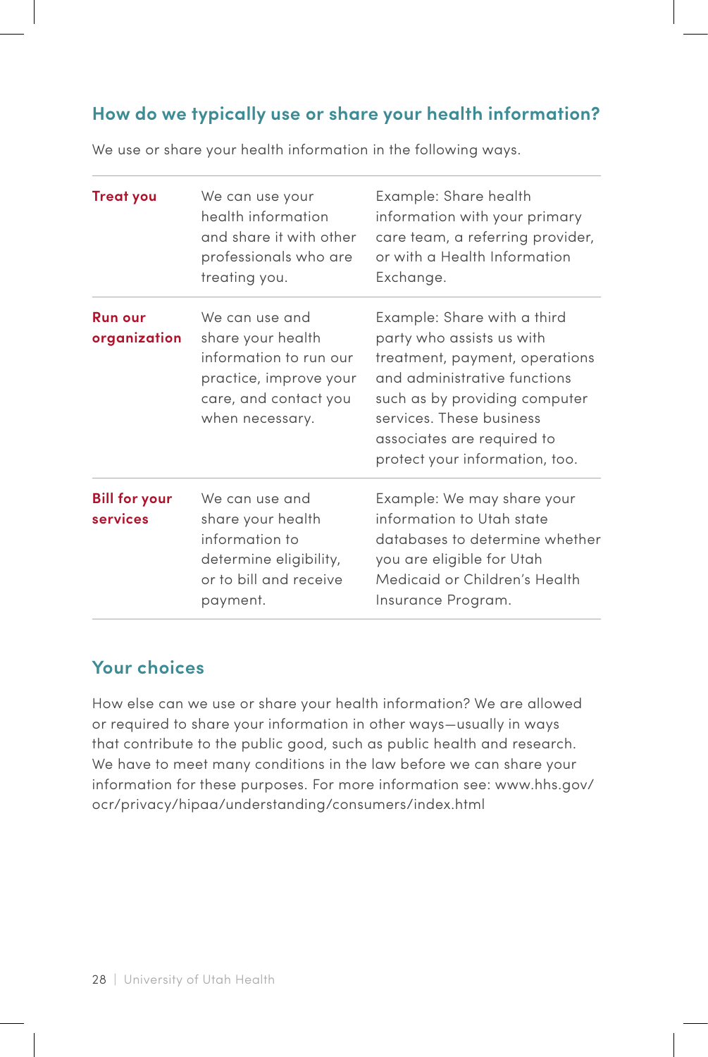## How do we typically use or share your health information?

We use or share your health information in the following ways.

| | | |
|---|---|---|
| **Treat you** | We can use your health information and share it with other professionals who are treating you. | Example: Share health information with your primary care team, a referring provider, or with a Health Information Exchange. |
| **Run our organization** | We can use and share your health information to run our practice, improve your care, and contact you when necessary. | Example: Share with a third party who assists us with treatment, payment, operations and administrative functions such as by providing computer services. These business associates are required to protect your information, too. |
| **Bill for your services** | We can use and share your health information to determine eligibility, or to bill and receive payment. | Example: We may share your information to Utah state databases to determine whether you are eligible for Utah Medicaid or Children's Health Insurance Program. |

## Your choices

How else can we use or share your health information? We are allowed or required to share your information in other ways—usually in ways that contribute to the public good, such as public health and research. We have to meet many conditions in the law before we can share your information for these purposes. For more information see: www.hhs.gov/ocr/privacy/hipaa/understanding/consumers/index.html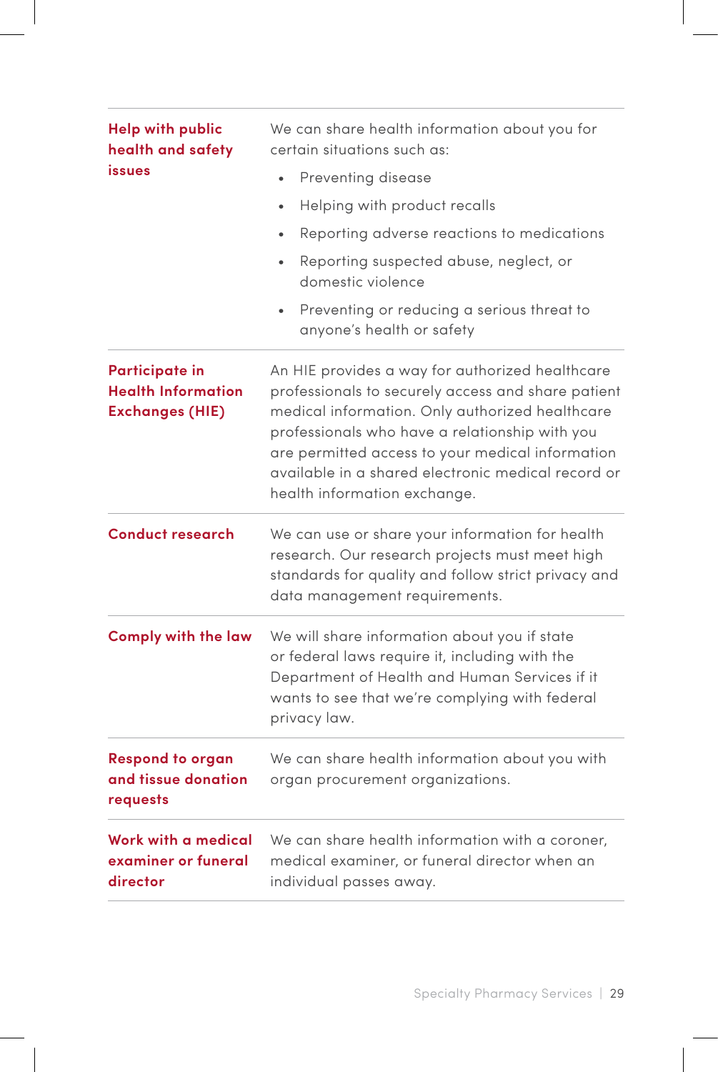| | |
|---|---|
| **Help with public health and safety issues** | We can share health information about you for certain situations such as:<br>• Preventing disease<br>• Helping with product recalls<br>• Reporting adverse reactions to medications<br>• Reporting suspected abuse, neglect, or domestic violence<br>• Preventing or reducing a serious threat to anyone's health or safety |
| **Participate in Health Information Exchanges (HIE)** | An HIE provides a way for authorized healthcare professionals to securely access and share patient medical information. Only authorized healthcare professionals who have a relationship with you are permitted access to your medical information available in a shared electronic medical record or health information exchange. |
| **Conduct research** | We can use or share your information for health research. Our research projects must meet high standards for quality and follow strict privacy and data management requirements. |
| **Comply with the law** | We will share information about you if state or federal laws require it, including with the Department of Health and Human Services if it wants to see that we're complying with federal privacy law. |
| **Respond to organ and tissue donation requests** | We can share health information about you with organ procurement organizations. |
| **Work with a medical examiner or funeral director** | We can share health information with a coroner, medical examiner, or funeral director when an individual passes away. |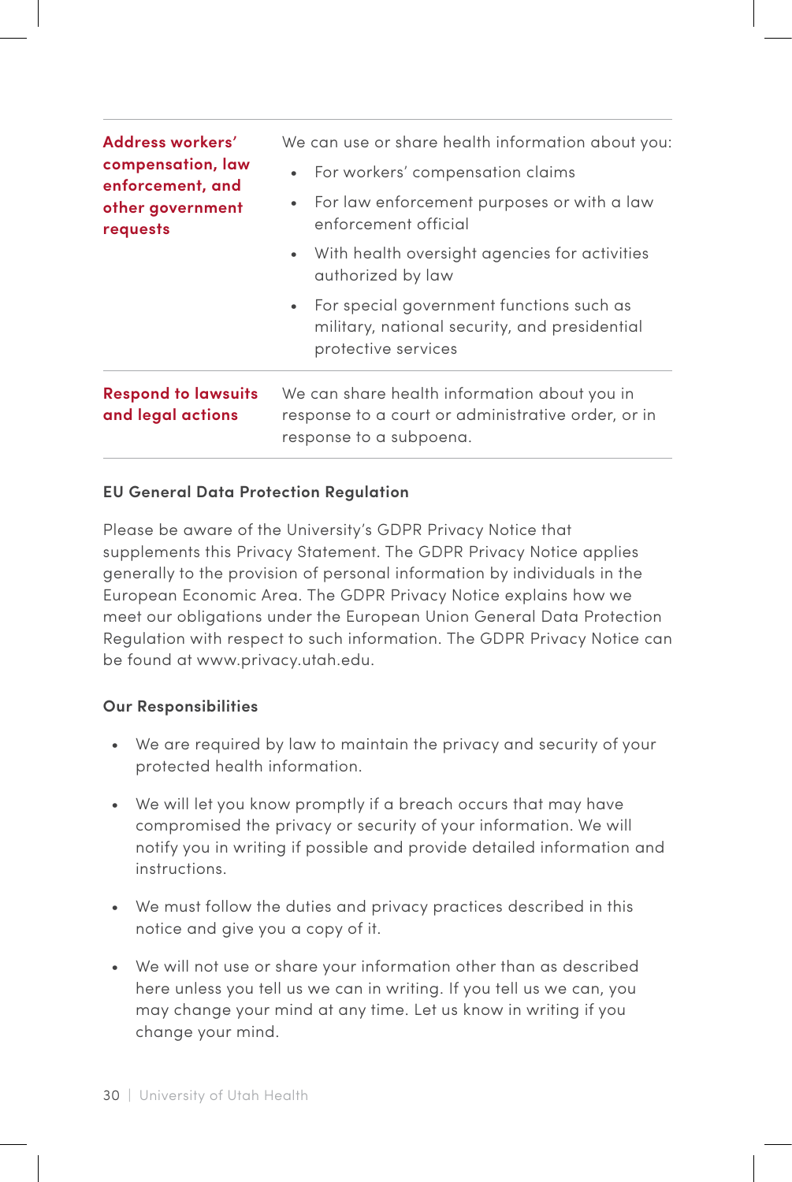| | |
|---|---|
| **Address workers' compensation, law enforcement, and other government requests** | We can use or share health information about you:<br>• For workers' compensation claims<br>• For law enforcement purposes or with a law enforcement official<br>• With health oversight agencies for activities authorized by law<br>• For special government functions such as military, national security, and presidential protective services |
| **Respond to lawsuits and legal actions** | We can share health information about you in response to a court or administrative order, or in response to a subpoena. |

**EU General Data Protection Regulation**

Please be aware of the University's GDPR Privacy Notice that supplements this Privacy Statement. The GDPR Privacy Notice applies generally to the provision of personal information by individuals in the European Economic Area. The GDPR Privacy Notice explains how we meet our obligations under the European Union General Data Protection Regulation with respect to such information. The GDPR Privacy Notice can be found at www.privacy.utah.edu.

**Our Responsibilities**

- We are required by law to maintain the privacy and security of your protected health information.
- We will let you know promptly if a breach occurs that may have compromised the privacy or security of your information. We will notify you in writing if possible and provide detailed information and instructions.
- We must follow the duties and privacy practices described in this notice and give you a copy of it.
- We will not use or share your information other than as described here unless you tell us we can in writing. If you tell us we can, you may change your mind at any time. Let us know in writing if you change your mind.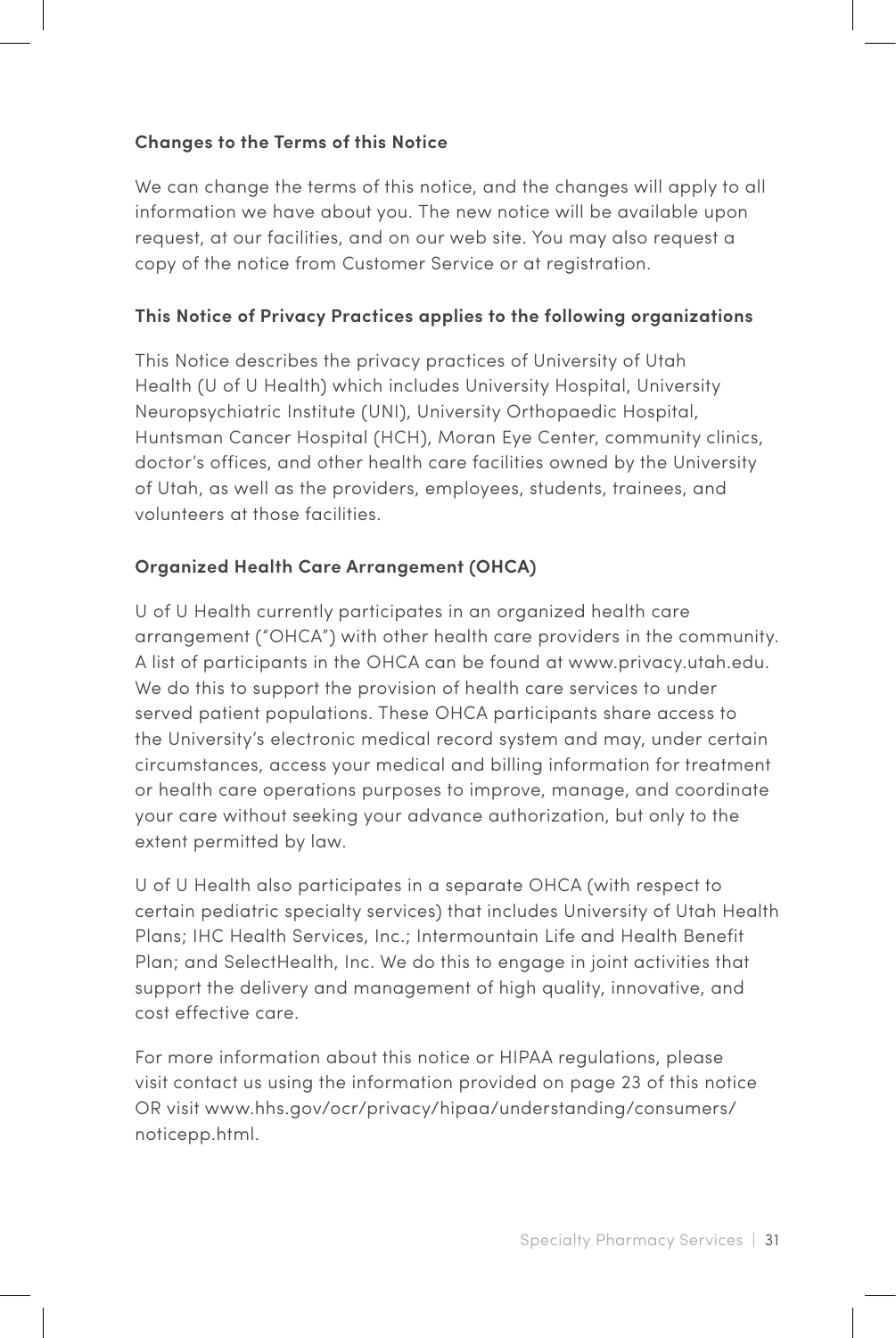**Changes to the Terms of this Notice**

We can change the terms of this notice, and the changes will apply to all information we have about you. The new notice will be available upon request, at our facilities, and on our web site. You may also request a copy of the notice from Customer Service or at registration.

**This Notice of Privacy Practices applies to the following organizations**

This Notice describes the privacy practices of University of Utah Health (U of U Health) which includes University Hospital, University Neuropsychiatric Institute (UNI), University Orthopaedic Hospital, Huntsman Cancer Hospital (HCH), Moran Eye Center, community clinics, doctor's offices, and other health care facilities owned by the University of Utah, as well as the providers, employees, students, trainees, and volunteers at those facilities.

**Organized Health Care Arrangement (OHCA)**

U of U Health currently participates in an organized health care arrangement ("OHCA") with other health care providers in the community. A list of participants in the OHCA can be found at www.privacy.utah.edu. We do this to support the provision of health care services to under served patient populations. These OHCA participants share access to the University's electronic medical record system and may, under certain circumstances, access your medical and billing information for treatment or health care operations purposes to improve, manage, and coordinate your care without seeking your advance authorization, but only to the extent permitted by law.

U of U Health also participates in a separate OHCA (with respect to certain pediatric specialty services) that includes University of Utah Health Plans; IHC Health Services, Inc.; Intermountain Life and Health Benefit Plan; and SelectHealth, Inc. We do this to engage in joint activities that support the delivery and management of high quality, innovative, and cost effective care.

For more information about this notice or HIPAA regulations, please visit contact us using the information provided on page 23 of this notice OR visit www.hhs.gov/ocr/privacy/hipaa/understanding/consumers/noticepp.html.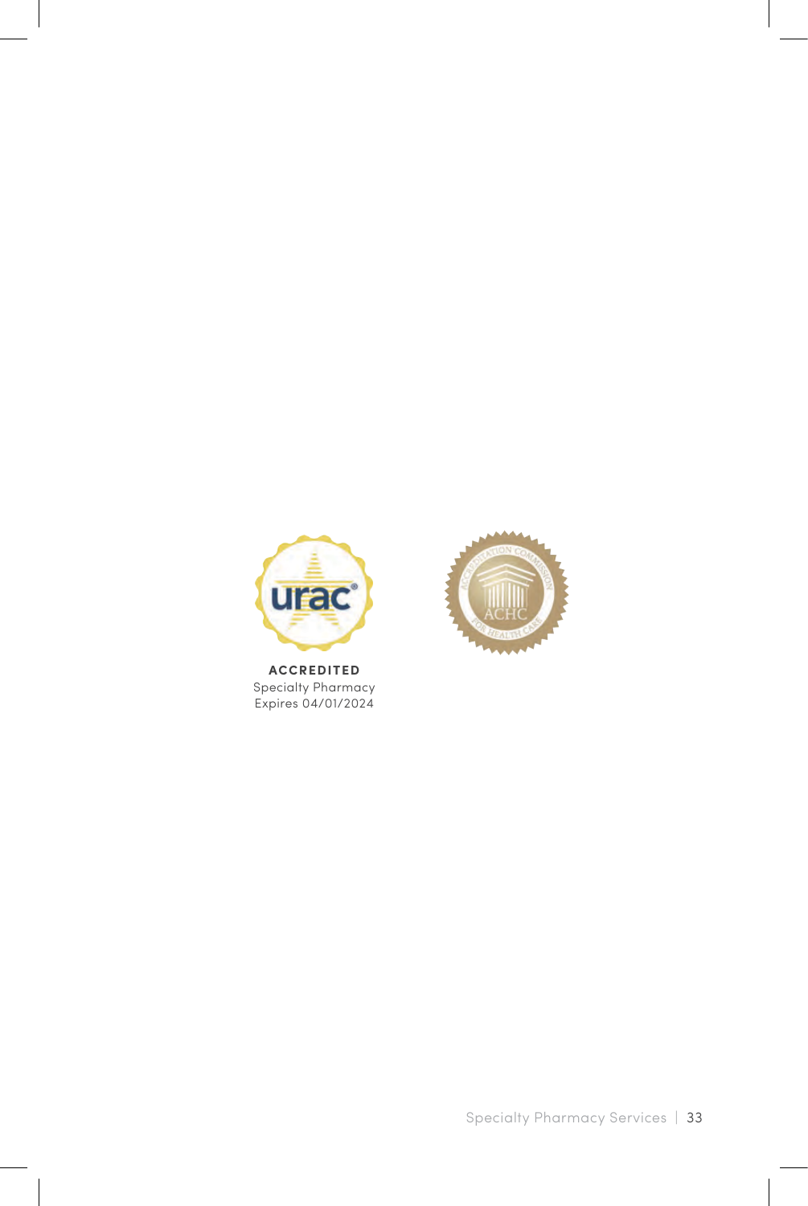**ACCREDITED**
Specialty Pharmacy
Expires 04/01/2024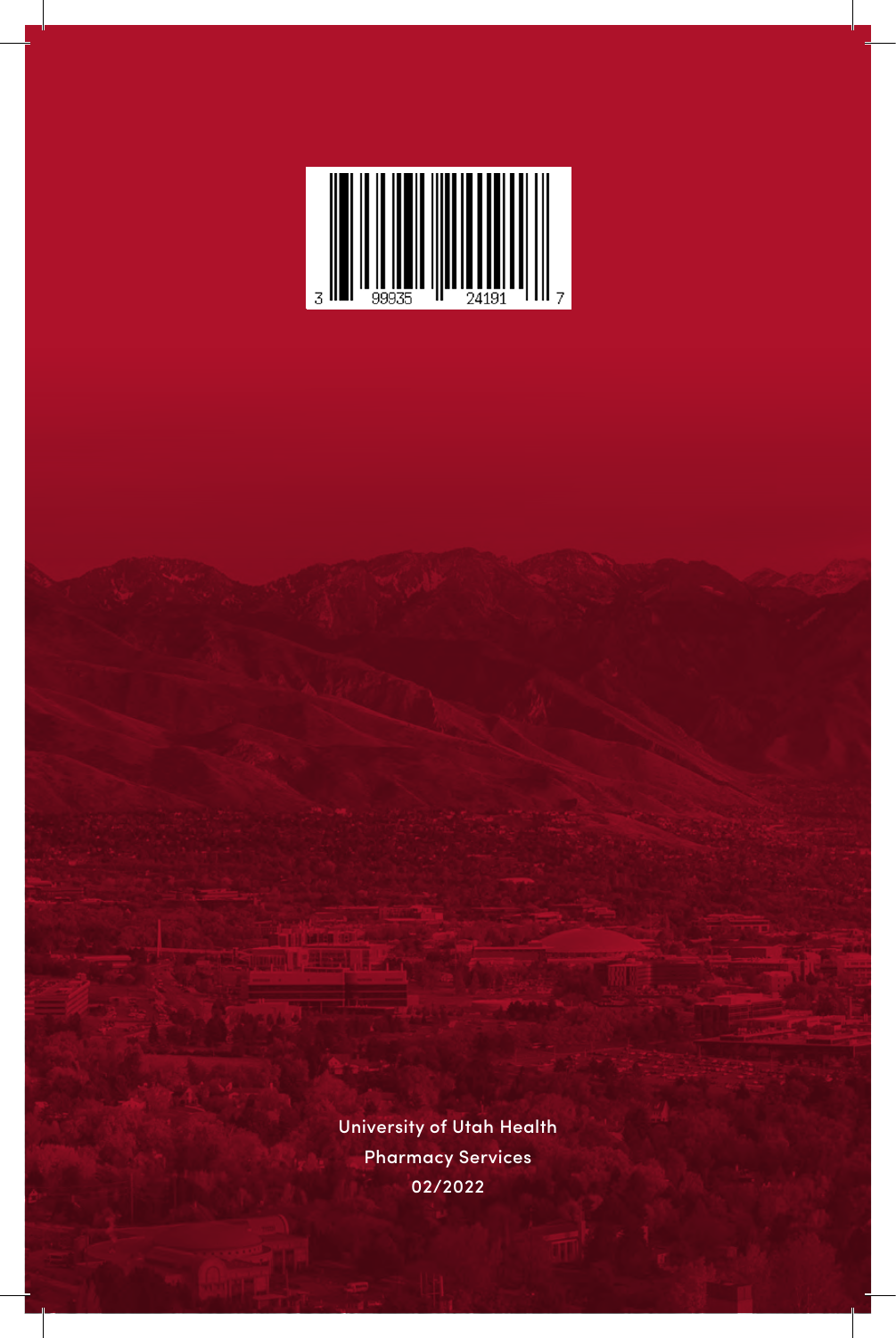3 99935 24191 7

University of Utah Health
Pharmacy Services
02/2022